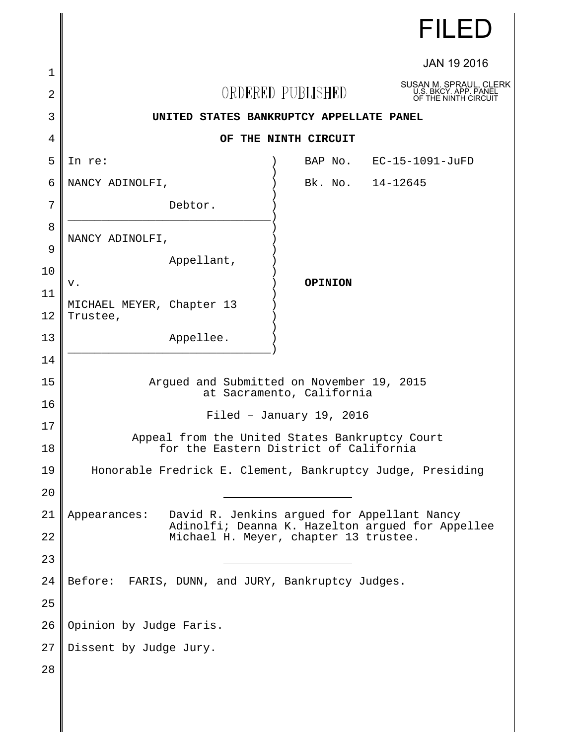FILED

JAN 19 2016

SUSAN M. SPRAUL, CLERK
U.S. BKCY. APP. PANEL
OF THE NINTH CIRCUIT

ORDERED PUBLISHED

**UNITED STATES BANKRUPTCY APPELLATE PANEL**

**OF THE NINTH CIRCUIT**

| | |
|---|---|
| In re: | BAP No. EC-15-1091-JuFD |
| NANCY ADINOLFI, | Bk. No. 14-12645 |
| Debtor. | |
| NANCY ADINOLFI, | |
| Appellant, | |
| v. | **OPINION** |
| MICHAEL MEYER, Chapter 13 Trustee, | |
| Appellee. | |

Argued and Submitted on November 19, 2015
at Sacramento, California

Filed – January 19, 2016

Appeal from the United States Bankruptcy Court
for the Eastern District of California

Honorable Fredrick E. Clement, Bankruptcy Judge, Presiding

Appearances: David R. Jenkins argued for Appellant Nancy Adinolfi; Deanna K. Hazelton argued for Appellee Michael H. Meyer, chapter 13 trustee.

Before: FARIS, DUNN, and JURY, Bankruptcy Judges.

Opinion by Judge Faris.

Dissent by Judge Jury.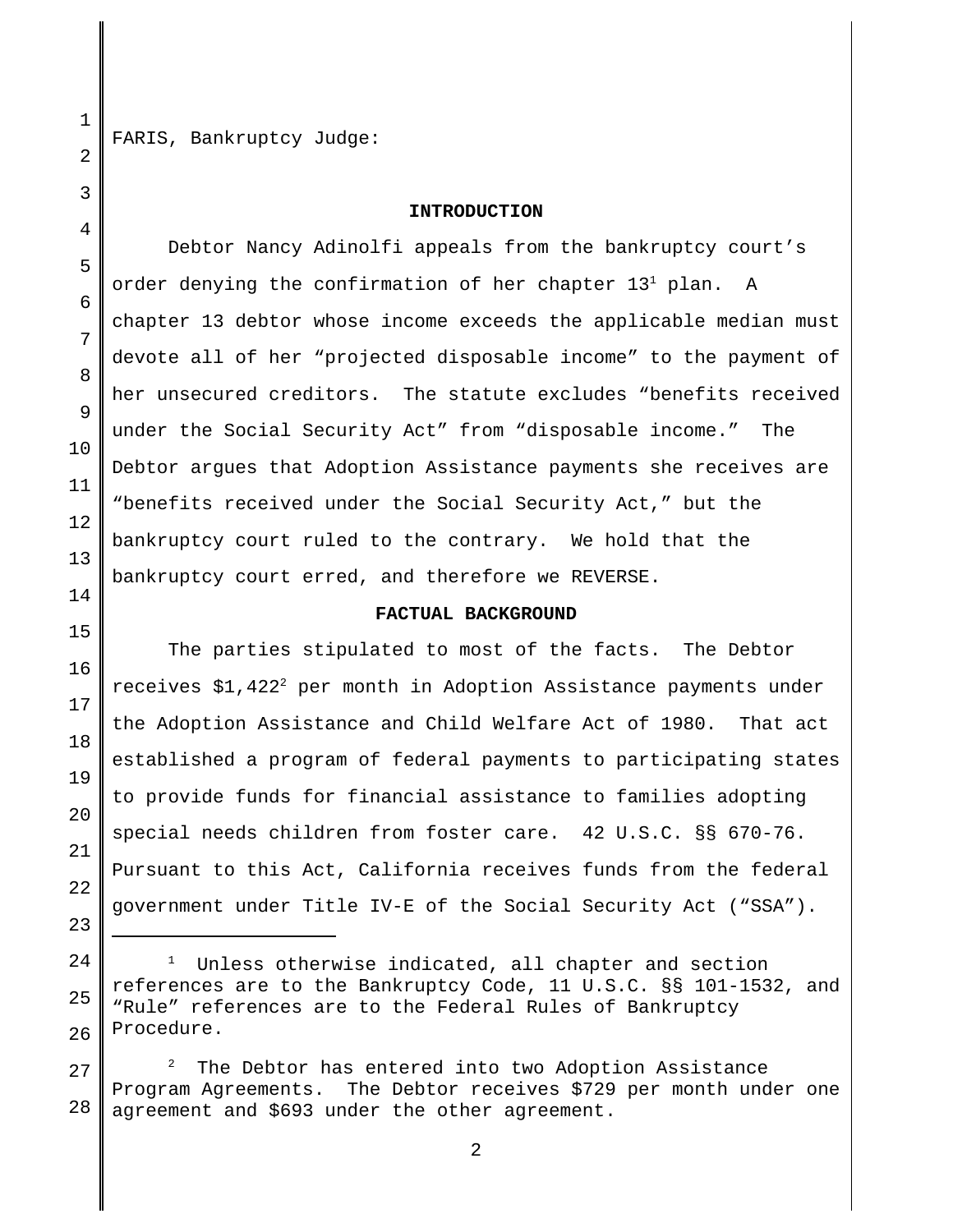FARIS, Bankruptcy Judge:

## INTRODUCTION

Debtor Nancy Adinolfi appeals from the bankruptcy court's order denying the confirmation of her chapter 13[1] plan. A chapter 13 debtor whose income exceeds the applicable median must devote all of her "projected disposable income" to the payment of her unsecured creditors. The statute excludes "benefits received under the Social Security Act" from "disposable income." The Debtor argues that Adoption Assistance payments she receives are "benefits received under the Social Security Act," but the bankruptcy court ruled to the contrary. We hold that the bankruptcy court erred, and therefore we REVERSE.

## FACTUAL BACKGROUND

The parties stipulated to most of the facts. The Debtor receives $1,422[2] per month in Adoption Assistance payments under the Adoption Assistance and Child Welfare Act of 1980. That act established a program of federal payments to participating states to provide funds for financial assistance to families adopting special needs children from foster care. 42 U.S.C. §§ 670-76. Pursuant to this Act, California receives funds from the federal government under Title IV-E of the Social Security Act ("SSA").

---

[1] Unless otherwise indicated, all chapter and section references are to the Bankruptcy Code, 11 U.S.C. §§ 101-1532, and "Rule" references are to the Federal Rules of Bankruptcy Procedure.

[2] The Debtor has entered into two Adoption Assistance Program Agreements. The Debtor receives $729 per month under one agreement and $693 under the other agreement.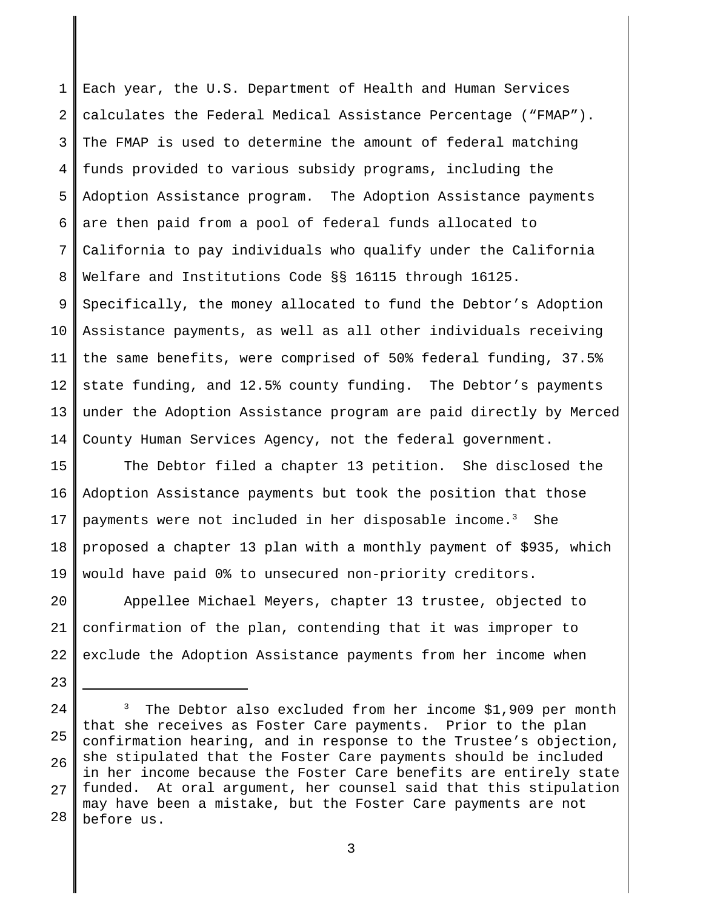Each year, the U.S. Department of Health and Human Services calculates the Federal Medical Assistance Percentage ("FMAP"). The FMAP is used to determine the amount of federal matching funds provided to various subsidy programs, including the Adoption Assistance program. The Adoption Assistance payments are then paid from a pool of federal funds allocated to California to pay individuals who qualify under the California Welfare and Institutions Code §§ 16115 through 16125. Specifically, the money allocated to fund the Debtor's Adoption Assistance payments, as well as all other individuals receiving the same benefits, were comprised of 50% federal funding, 37.5% state funding, and 12.5% county funding. The Debtor's payments under the Adoption Assistance program are paid directly by Merced County Human Services Agency, not the federal government.

The Debtor filed a chapter 13 petition. She disclosed the Adoption Assistance payments but took the position that those payments were not included in her disposable income.[3] She proposed a chapter 13 plan with a monthly payment of $935, which would have paid 0% to unsecured non-priority creditors.

Appellee Michael Meyers, chapter 13 trustee, objected to confirmation of the plan, contending that it was improper to exclude the Adoption Assistance payments from her income when

---

[3] The Debtor also excluded from her income $1,909 per month that she receives as Foster Care payments. Prior to the plan confirmation hearing, and in response to the Trustee's objection, she stipulated that the Foster Care payments should be included in her income because the Foster Care benefits are entirely state funded. At oral argument, her counsel said that this stipulation may have been a mistake, but the Foster Care payments are not before us.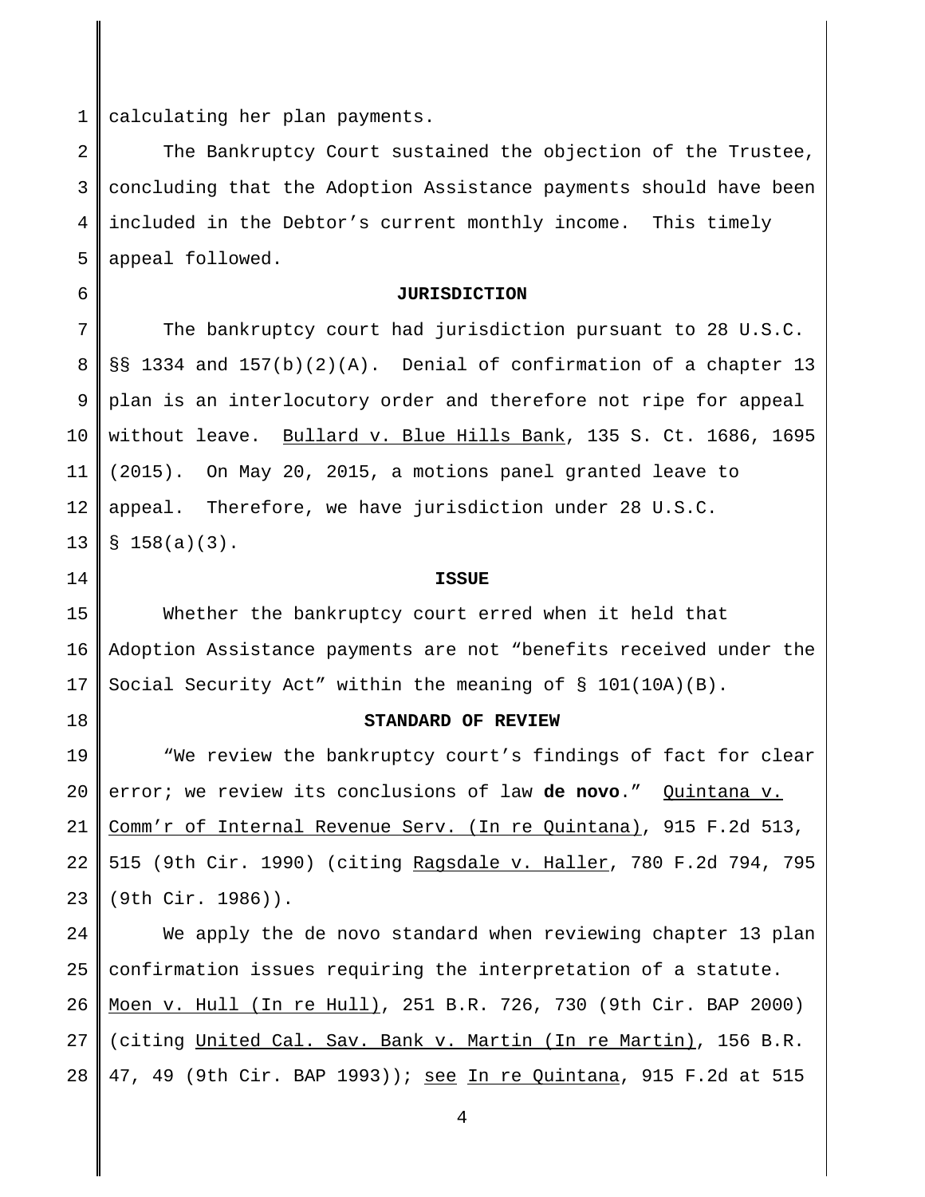calculating her plan payments.

The Bankruptcy Court sustained the objection of the Trustee, concluding that the Adoption Assistance payments should have been included in the Debtor's current monthly income. This timely appeal followed.

## JURISDICTION

The bankruptcy court had jurisdiction pursuant to 28 U.S.C. §§ 1334 and 157(b)(2)(A). Denial of confirmation of a chapter 13 plan is an interlocutory order and therefore not ripe for appeal without leave. Bullard v. Blue Hills Bank, 135 S. Ct. 1686, 1695 (2015). On May 20, 2015, a motions panel granted leave to appeal. Therefore, we have jurisdiction under 28 U.S.C. § 158(a)(3).

## ISSUE

Whether the bankruptcy court erred when it held that Adoption Assistance payments are not "benefits received under the Social Security Act" within the meaning of § 101(10A)(B).

## STANDARD OF REVIEW

"We review the bankruptcy court's findings of fact for clear error; we review its conclusions of law **de novo**." Quintana v. Comm'r of Internal Revenue Serv. (In re Quintana), 915 F.2d 513, 515 (9th Cir. 1990) (citing Ragsdale v. Haller, 780 F.2d 794, 795 (9th Cir. 1986)).

We apply the de novo standard when reviewing chapter 13 plan confirmation issues requiring the interpretation of a statute. Moen v. Hull (In re Hull), 251 B.R. 726, 730 (9th Cir. BAP 2000) (citing United Cal. Sav. Bank v. Martin (In re Martin), 156 B.R. 47, 49 (9th Cir. BAP 1993)); see In re Quintana, 915 F.2d at 515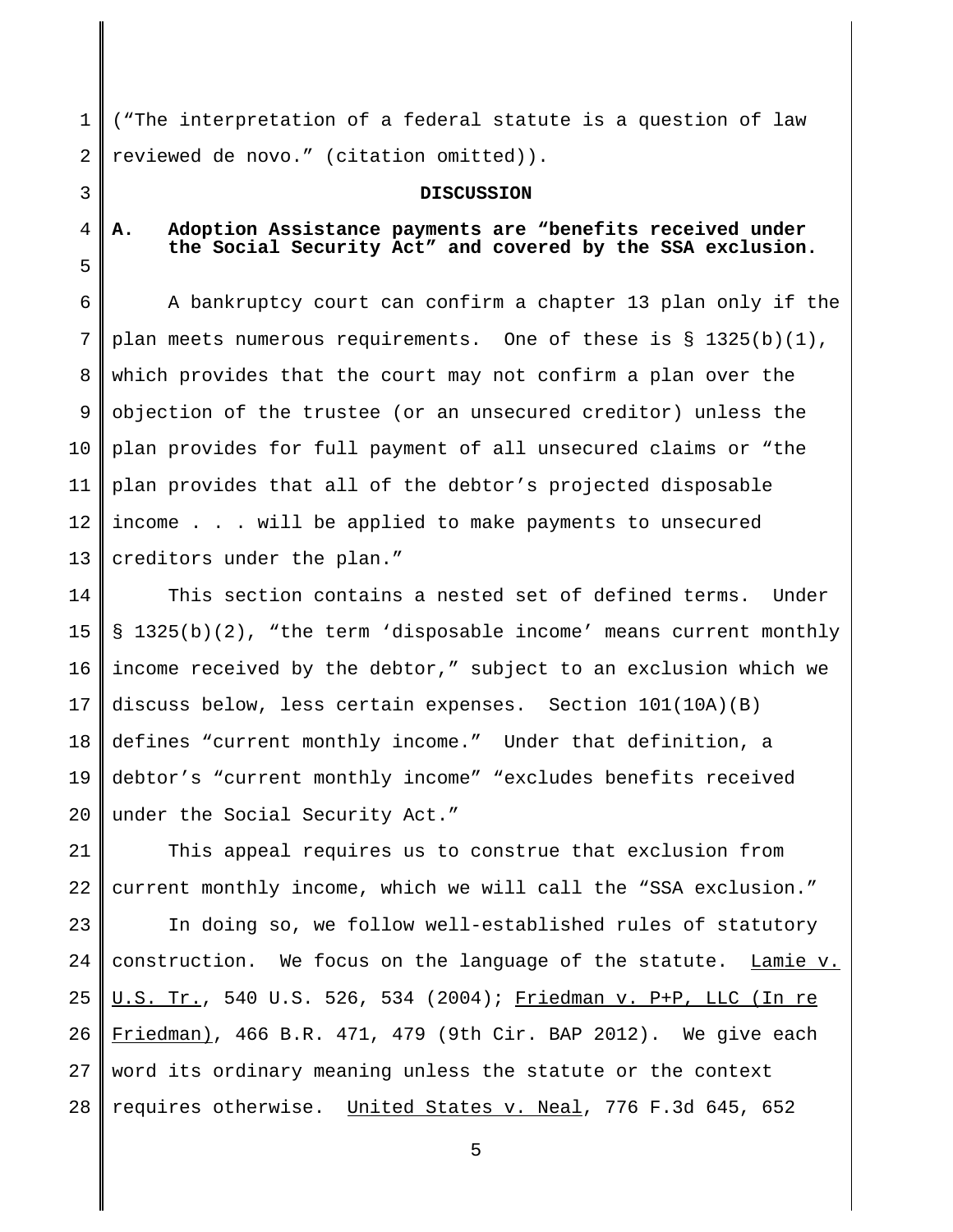("The interpretation of a federal statute is a question of law reviewed de novo." (citation omitted)).

## DISCUSSION

### A. Adoption Assistance payments are "benefits received under the Social Security Act" and covered by the SSA exclusion.

A bankruptcy court can confirm a chapter 13 plan only if the plan meets numerous requirements. One of these is § 1325(b)(1), which provides that the court may not confirm a plan over the objection of the trustee (or an unsecured creditor) unless the plan provides for full payment of all unsecured claims or "the plan provides that all of the debtor's projected disposable income . . . will be applied to make payments to unsecured creditors under the plan."

This section contains a nested set of defined terms. Under § 1325(b)(2), "the term 'disposable income' means current monthly income received by the debtor," subject to an exclusion which we discuss below, less certain expenses. Section 101(10A)(B) defines "current monthly income." Under that definition, a debtor's "current monthly income" "excludes benefits received under the Social Security Act."

This appeal requires us to construe that exclusion from current monthly income, which we will call the "SSA exclusion."

In doing so, we follow well-established rules of statutory construction. We focus on the language of the statute. Lamie v. U.S. Tr., 540 U.S. 526, 534 (2004); Friedman v. P+P, LLC (In re Friedman), 466 B.R. 471, 479 (9th Cir. BAP 2012). We give each word its ordinary meaning unless the statute or the context requires otherwise. United States v. Neal, 776 F.3d 645, 652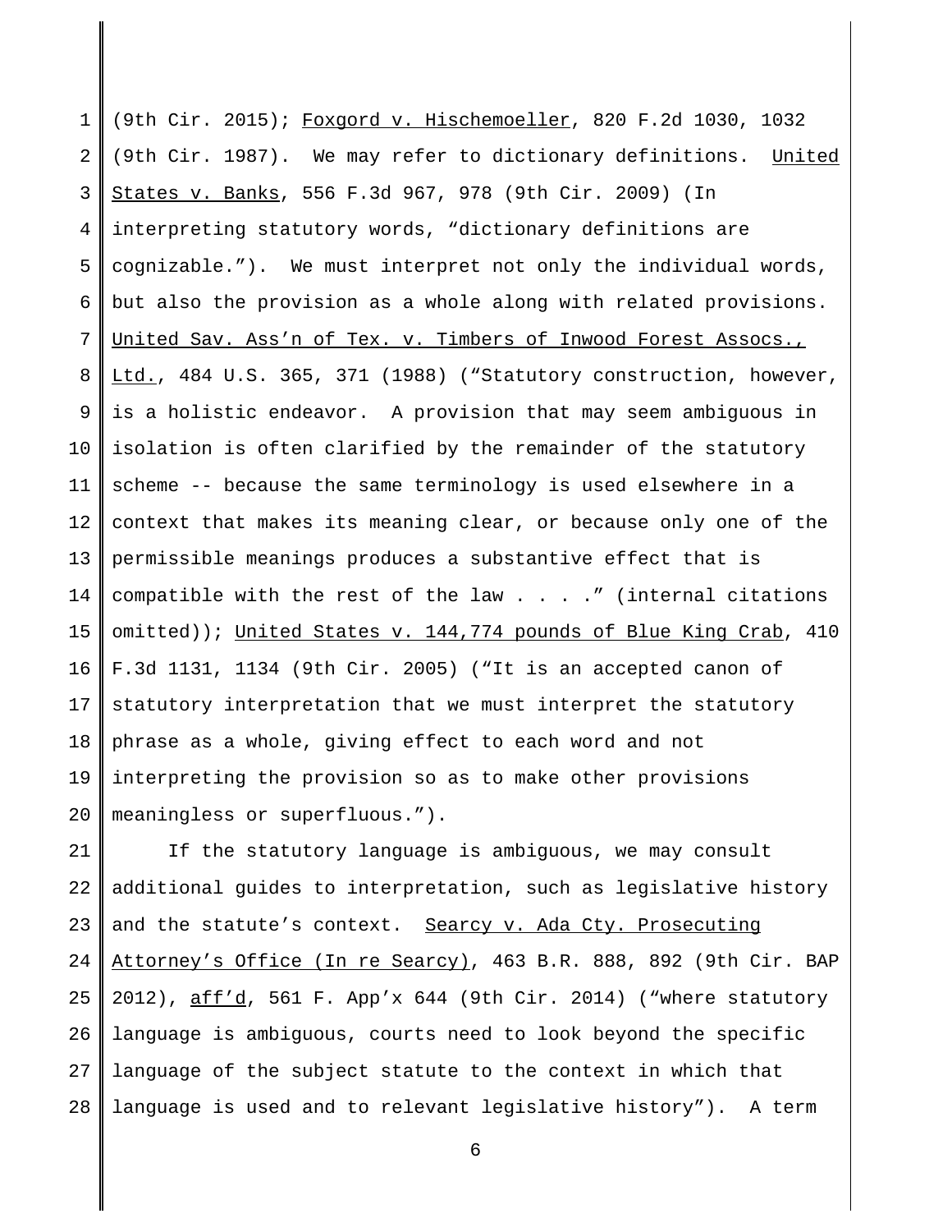(9th Cir. 2015); Foxgord v. Hischemoeller, 820 F.2d 1030, 1032 (9th Cir. 1987). We may refer to dictionary definitions. United States v. Banks, 556 F.3d 967, 978 (9th Cir. 2009) (In interpreting statutory words, "dictionary definitions are cognizable."). We must interpret not only the individual words, but also the provision as a whole along with related provisions. United Sav. Ass'n of Tex. v. Timbers of Inwood Forest Assocs., Ltd., 484 U.S. 365, 371 (1988) ("Statutory construction, however, is a holistic endeavor. A provision that may seem ambiguous in isolation is often clarified by the remainder of the statutory scheme -- because the same terminology is used elsewhere in a context that makes its meaning clear, or because only one of the permissible meanings produces a substantive effect that is compatible with the rest of the law . . . ." (internal citations omitted)); United States v. 144,774 pounds of Blue King Crab, 410 F.3d 1131, 1134 (9th Cir. 2005) ("It is an accepted canon of statutory interpretation that we must interpret the statutory phrase as a whole, giving effect to each word and not interpreting the provision so as to make other provisions meaningless or superfluous.").

If the statutory language is ambiguous, we may consult additional guides to interpretation, such as legislative history and the statute's context. Searcy v. Ada Cty. Prosecuting Attorney's Office (In re Searcy), 463 B.R. 888, 892 (9th Cir. BAP 2012), aff'd, 561 F. App'x 644 (9th Cir. 2014) ("where statutory language is ambiguous, courts need to look beyond the specific language of the subject statute to the context in which that language is used and to relevant legislative history"). A term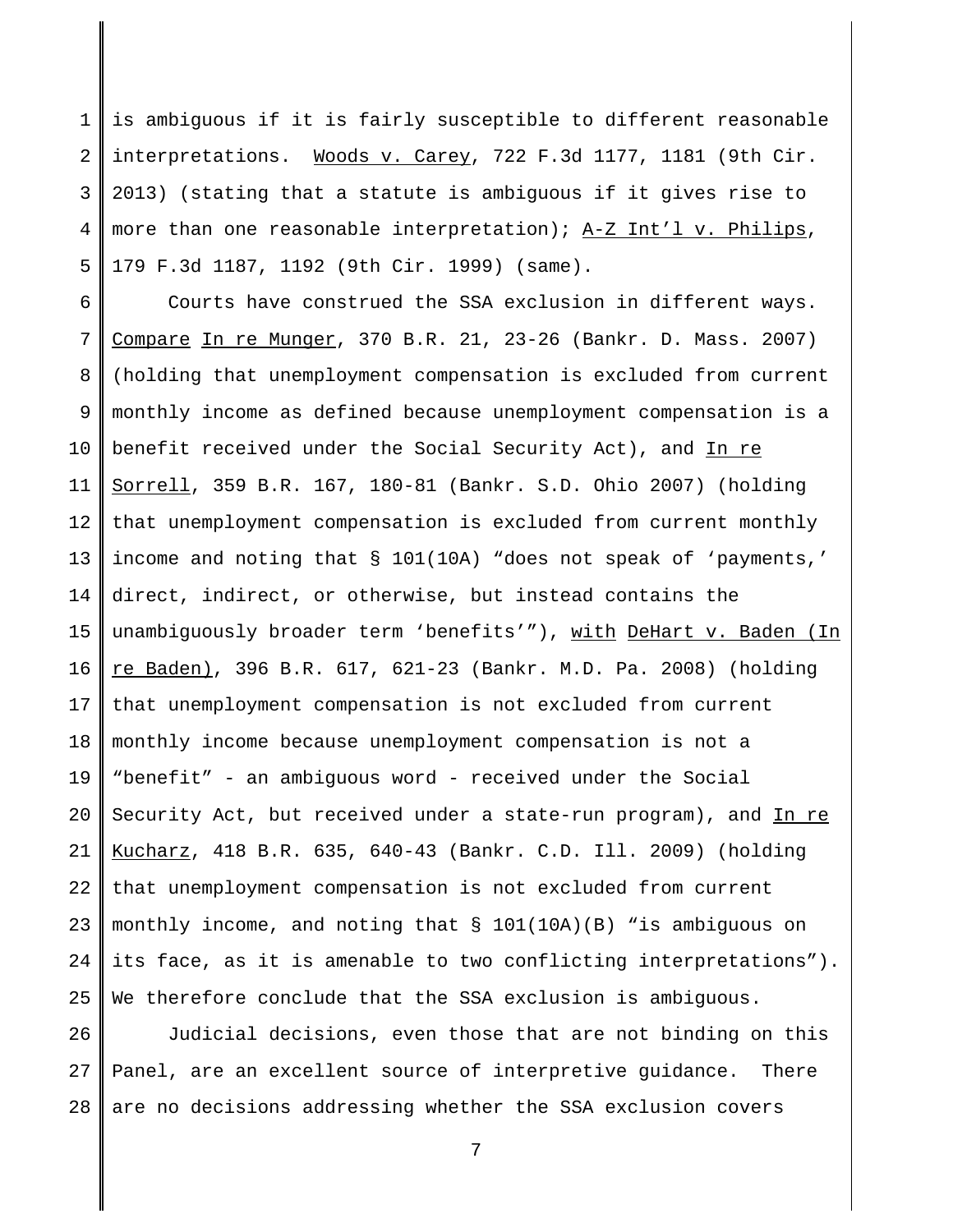is ambiguous if it is fairly susceptible to different reasonable interpretations. Woods v. Carey, 722 F.3d 1177, 1181 (9th Cir. 2013) (stating that a statute is ambiguous if it gives rise to more than one reasonable interpretation); A-Z Int'l v. Philips, 179 F.3d 1187, 1192 (9th Cir. 1999) (same).

Courts have construed the SSA exclusion in different ways. Compare In re Munger, 370 B.R. 21, 23-26 (Bankr. D. Mass. 2007) (holding that unemployment compensation is excluded from current monthly income as defined because unemployment compensation is a benefit received under the Social Security Act), and In re Sorrell, 359 B.R. 167, 180-81 (Bankr. S.D. Ohio 2007) (holding that unemployment compensation is excluded from current monthly income and noting that § 101(10A) "does not speak of 'payments,' direct, indirect, or otherwise, but instead contains the unambiguously broader term 'benefits'"), with DeHart v. Baden (In re Baden), 396 B.R. 617, 621-23 (Bankr. M.D. Pa. 2008) (holding that unemployment compensation is not excluded from current monthly income because unemployment compensation is not a "benefit" - an ambiguous word - received under the Social Security Act, but received under a state-run program), and In re Kucharz, 418 B.R. 635, 640-43 (Bankr. C.D. Ill. 2009) (holding that unemployment compensation is not excluded from current monthly income, and noting that § 101(10A)(B) "is ambiguous on its face, as it is amenable to two conflicting interpretations"). We therefore conclude that the SSA exclusion is ambiguous.

Judicial decisions, even those that are not binding on this Panel, are an excellent source of interpretive guidance. There are no decisions addressing whether the SSA exclusion covers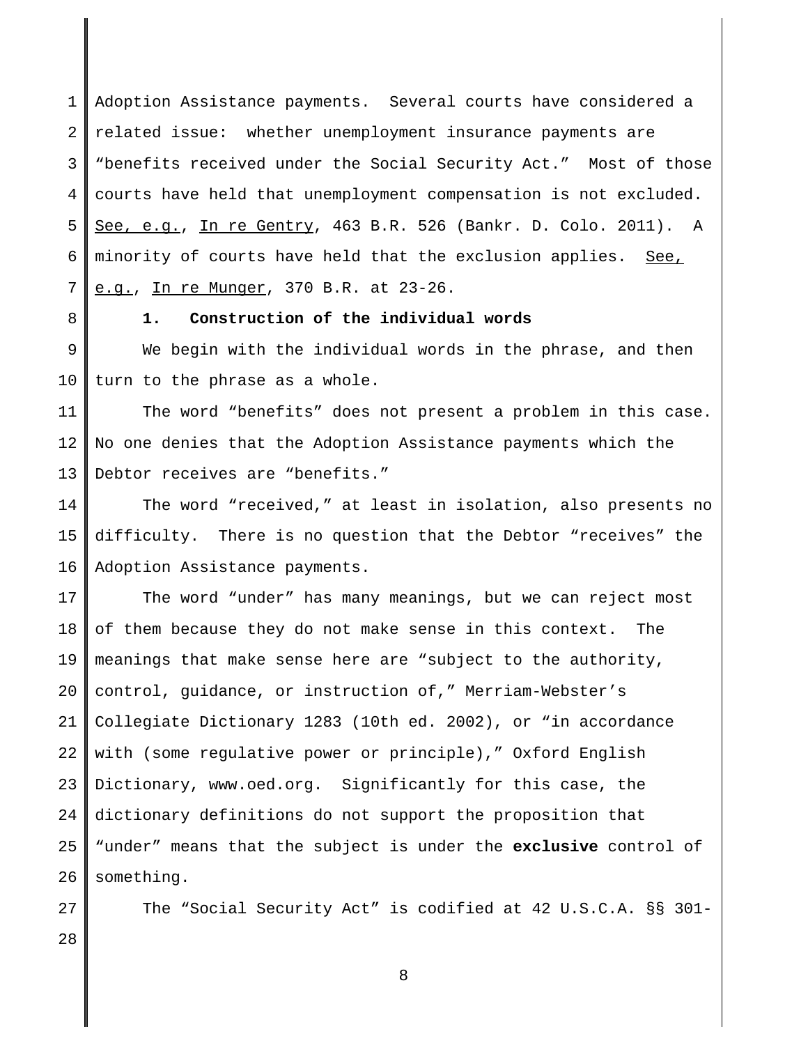Adoption Assistance payments. Several courts have considered a related issue: whether unemployment insurance payments are "benefits received under the Social Security Act." Most of those courts have held that unemployment compensation is not excluded. See, e.g., In re Gentry, 463 B.R. 526 (Bankr. D. Colo. 2011). A minority of courts have held that the exclusion applies. See, e.g., In re Munger, 370 B.R. at 23-26.

**1. Construction of the individual words**

We begin with the individual words in the phrase, and then turn to the phrase as a whole.

The word "benefits" does not present a problem in this case. No one denies that the Adoption Assistance payments which the Debtor receives are "benefits."

The word "received," at least in isolation, also presents no difficulty. There is no question that the Debtor "receives" the Adoption Assistance payments.

The word "under" has many meanings, but we can reject most of them because they do not make sense in this context. The meanings that make sense here are "subject to the authority, control, guidance, or instruction of," Merriam-Webster's Collegiate Dictionary 1283 (10th ed. 2002), or "in accordance with (some regulative power or principle)," Oxford English Dictionary, www.oed.org. Significantly for this case, the dictionary definitions do not support the proposition that "under" means that the subject is under the **exclusive** control of something.

The "Social Security Act" is codified at 42 U.S.C.A. §§ 301-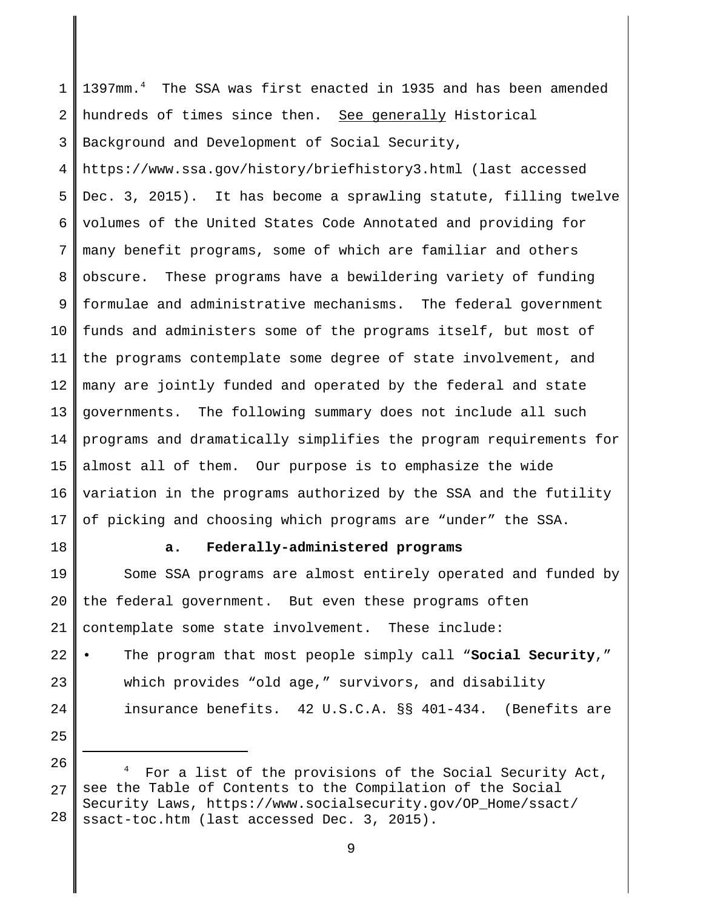1397mm.[4] The SSA was first enacted in 1935 and has been amended hundreds of times since then. See generally Historical Background and Development of Social Security, https://www.ssa.gov/history/briefhistory3.html (last accessed Dec. 3, 2015). It has become a sprawling statute, filling twelve volumes of the United States Code Annotated and providing for many benefit programs, some of which are familiar and others obscure. These programs have a bewildering variety of funding formulae and administrative mechanisms. The federal government funds and administers some of the programs itself, but most of the programs contemplate some degree of state involvement, and many are jointly funded and operated by the federal and state governments. The following summary does not include all such programs and dramatically simplifies the program requirements for almost all of them. Our purpose is to emphasize the wide variation in the programs authorized by the SSA and the futility of picking and choosing which programs are "under" the SSA.

**a. Federally-administered programs**

Some SSA programs are almost entirely operated and funded by the federal government. But even these programs often contemplate some state involvement. These include:

- The program that most people simply call "**Social Security**," which provides "old age," survivors, and disability insurance benefits. 42 U.S.C.A. §§ 401-434. (Benefits are

---

[4] For a list of the provisions of the Social Security Act, see the Table of Contents to the Compilation of the Social Security Laws, https://www.socialsecurity.gov/OP_Home/ssact/ssact-toc.htm (last accessed Dec. 3, 2015).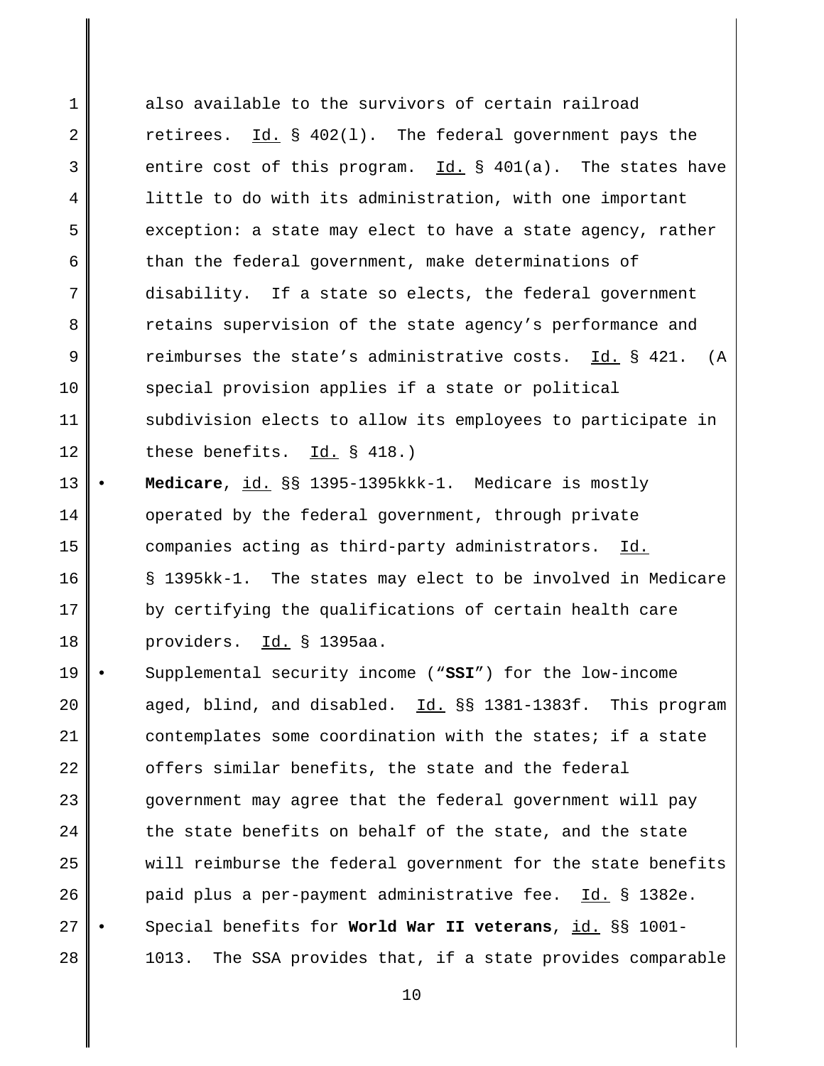also available to the survivors of certain railroad retirees. Id. § 402(l). The federal government pays the entire cost of this program. Id. § 401(a). The states have little to do with its administration, with one important exception: a state may elect to have a state agency, rather than the federal government, make determinations of disability. If a state so elects, the federal government retains supervision of the state agency's performance and reimburses the state's administrative costs. Id. § 421. (A special provision applies if a state or political subdivision elects to allow its employees to participate in these benefits. Id. § 418.)

- **Medicare**, id. §§ 1395-1395kkk-1. Medicare is mostly operated by the federal government, through private companies acting as third-party administrators. Id. § 1395kk-1. The states may elect to be involved in Medicare by certifying the qualifications of certain health care providers. Id. § 1395aa.
- Supplemental security income ("**SSI**") for the low-income aged, blind, and disabled. Id. §§ 1381-1383f. This program contemplates some coordination with the states; if a state offers similar benefits, the state and the federal government may agree that the federal government will pay the state benefits on behalf of the state, and the state will reimburse the federal government for the state benefits paid plus a per-payment administrative fee. Id. § 1382e.
- Special benefits for **World War II veterans**, id. §§ 1001-1013. The SSA provides that, if a state provides comparable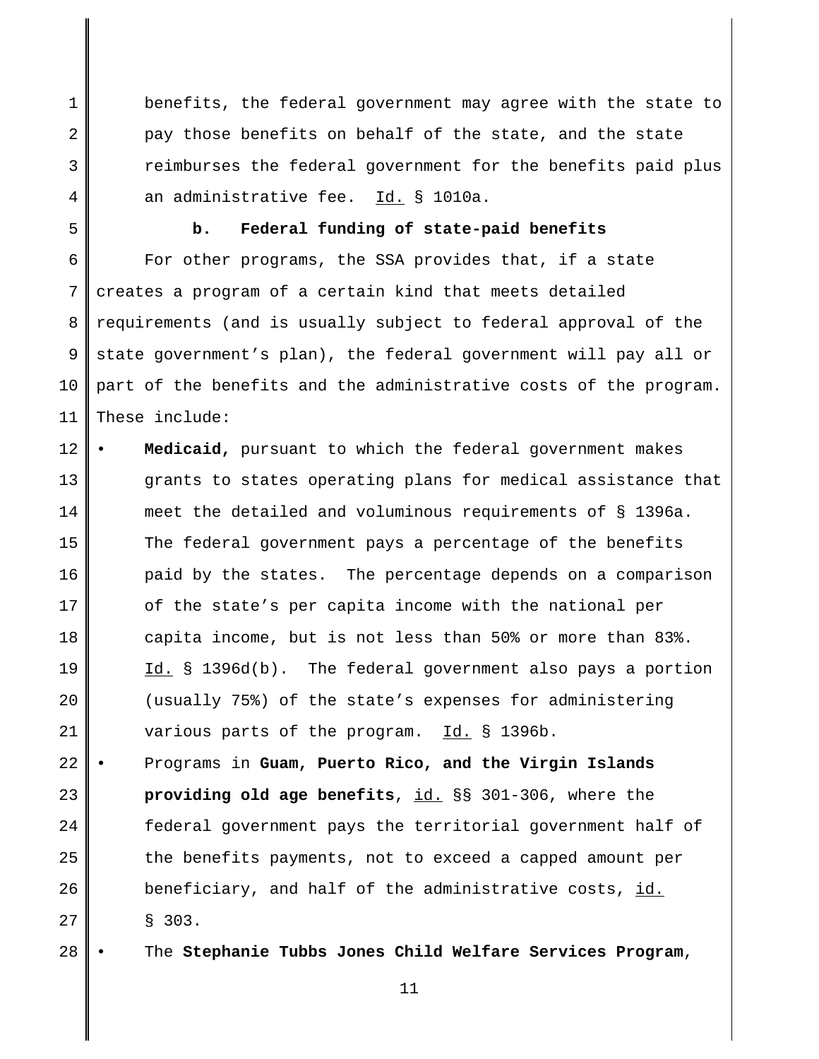benefits, the federal government may agree with the state to pay those benefits on behalf of the state, and the state reimburses the federal government for the benefits paid plus an administrative fee. Id. § 1010a.

### b. Federal funding of state-paid benefits

For other programs, the SSA provides that, if a state creates a program of a certain kind that meets detailed requirements (and is usually subject to federal approval of the state government's plan), the federal government will pay all or part of the benefits and the administrative costs of the program. These include:

- **Medicaid,** pursuant to which the federal government makes grants to states operating plans for medical assistance that meet the detailed and voluminous requirements of § 1396a. The federal government pays a percentage of the benefits paid by the states. The percentage depends on a comparison of the state's per capita income with the national per capita income, but is not less than 50% or more than 83%. Id. § 1396d(b). The federal government also pays a portion (usually 75%) of the state's expenses for administering various parts of the program. Id. § 1396b.
- Programs in **Guam, Puerto Rico, and the Virgin Islands providing old age benefits**, id. §§ 301-306, where the federal government pays the territorial government half of the benefits payments, not to exceed a capped amount per beneficiary, and half of the administrative costs, id. § 303.
- The **Stephanie Tubbs Jones Child Welfare Services Program**,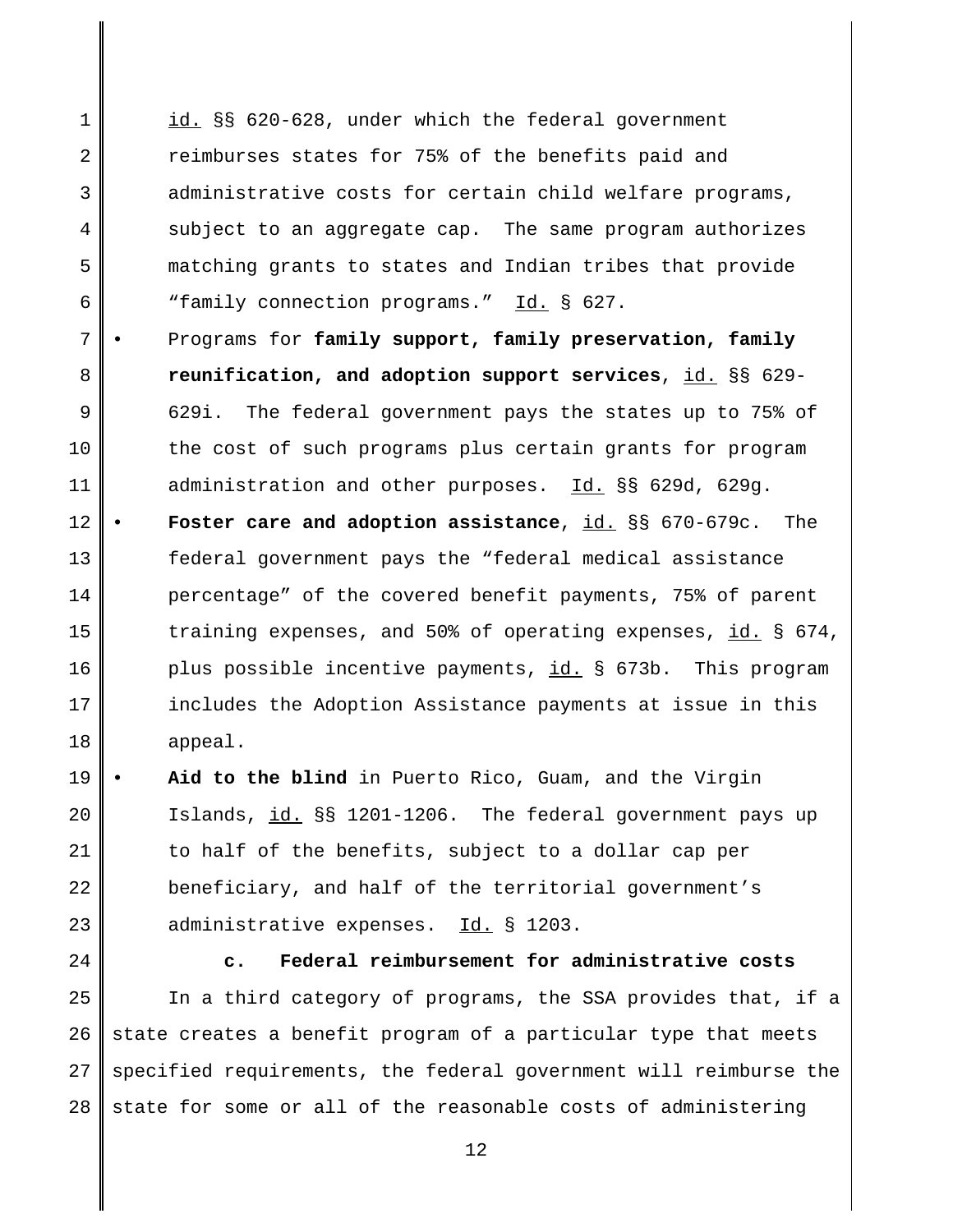id. §§ 620-628, under which the federal government reimburses states for 75% of the benefits paid and administrative costs for certain child welfare programs, subject to an aggregate cap. The same program authorizes matching grants to states and Indian tribes that provide "family connection programs." Id. § 627.

- Programs for **family support, family preservation, family reunification, and adoption support services**, id. §§ 629-629i. The federal government pays the states up to 75% of the cost of such programs plus certain grants for program administration and other purposes. Id. §§ 629d, 629g.
- **Foster care and adoption assistance**, id. §§ 670-679c. The federal government pays the "federal medical assistance percentage" of the covered benefit payments, 75% of parent training expenses, and 50% of operating expenses, id. § 674, plus possible incentive payments, id. § 673b. This program includes the Adoption Assistance payments at issue in this appeal.
- **Aid to the blind** in Puerto Rico, Guam, and the Virgin Islands, id. §§ 1201-1206. The federal government pays up to half of the benefits, subject to a dollar cap per beneficiary, and half of the territorial government's administrative expenses. Id. § 1203.

**c. Federal reimbursement for administrative costs**

In a third category of programs, the SSA provides that, if a state creates a benefit program of a particular type that meets specified requirements, the federal government will reimburse the state for some or all of the reasonable costs of administering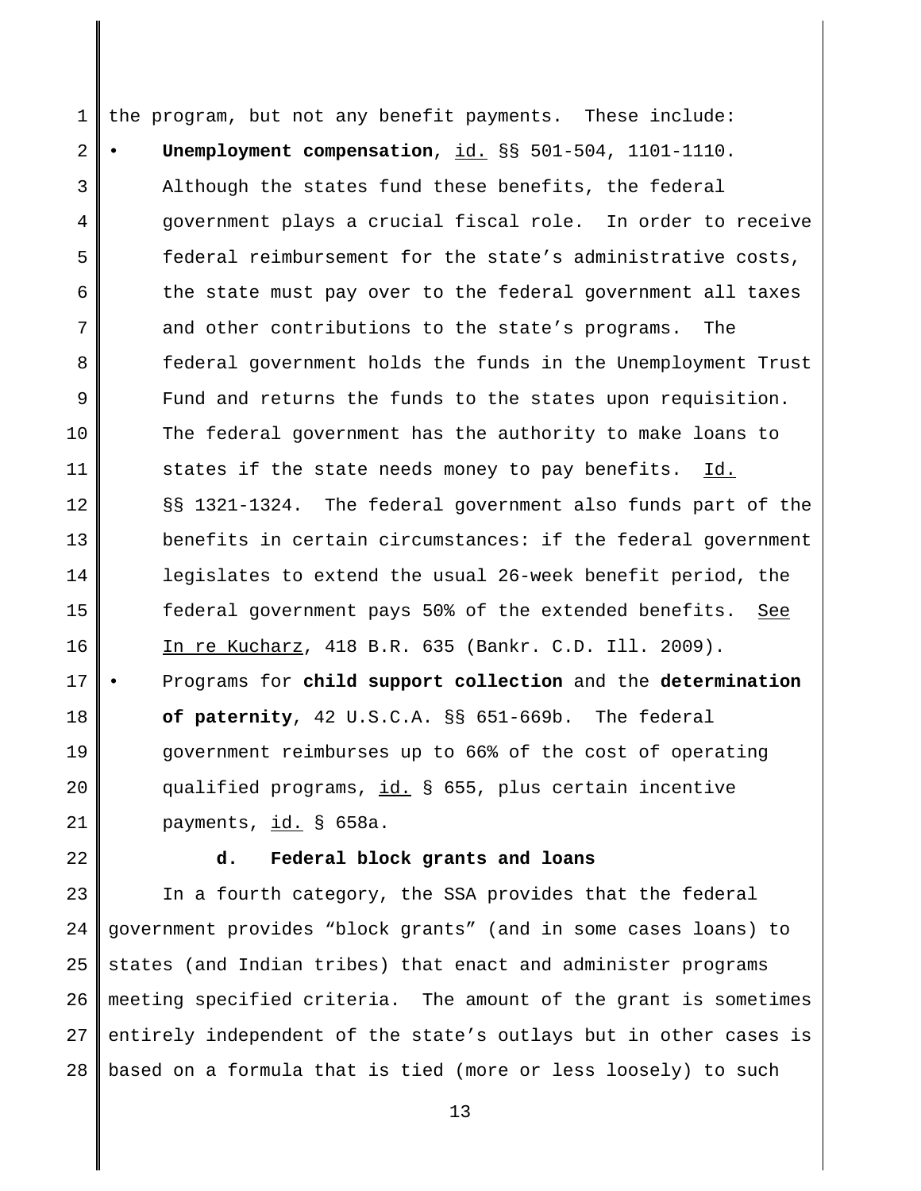the program, but not any benefit payments. These include:

- **Unemployment compensation**, id. §§ 501-504, 1101-1110. Although the states fund these benefits, the federal government plays a crucial fiscal role. In order to receive federal reimbursement for the state's administrative costs, the state must pay over to the federal government all taxes and other contributions to the state's programs. The federal government holds the funds in the Unemployment Trust Fund and returns the funds to the states upon requisition. The federal government has the authority to make loans to states if the state needs money to pay benefits. Id. §§ 1321-1324. The federal government also funds part of the benefits in certain circumstances: if the federal government legislates to extend the usual 26-week benefit period, the federal government pays 50% of the extended benefits. See In re Kucharz, 418 B.R. 635 (Bankr. C.D. Ill. 2009).
- Programs for **child support collection** and the **determination of paternity**, 42 U.S.C.A. §§ 651-669b. The federal government reimburses up to 66% of the cost of operating qualified programs, id. § 655, plus certain incentive payments, id. § 658a.

#### d. Federal block grants and loans

In a fourth category, the SSA provides that the federal government provides "block grants" (and in some cases loans) to states (and Indian tribes) that enact and administer programs meeting specified criteria. The amount of the grant is sometimes entirely independent of the state's outlays but in other cases is based on a formula that is tied (more or less loosely) to such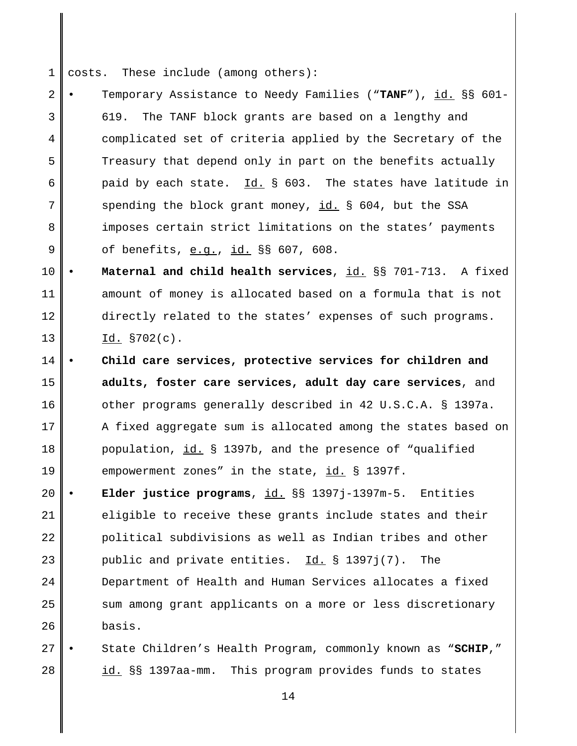costs. These include (among others):

- Temporary Assistance to Needy Families ("**TANF**"), id. §§ 601-619. The TANF block grants are based on a lengthy and complicated set of criteria applied by the Secretary of the Treasury that depend only in part on the benefits actually paid by each state. Id. § 603. The states have latitude in spending the block grant money, id. § 604, but the SSA imposes certain strict limitations on the states' payments of benefits, e.g., id. §§ 607, 608.
- **Maternal and child health services**, id. §§ 701-713. A fixed amount of money is allocated based on a formula that is not directly related to the states' expenses of such programs. Id. §702(c).
- **Child care services, protective services for children and adults, foster care services, adult day care services**, and other programs generally described in 42 U.S.C.A. § 1397a. A fixed aggregate sum is allocated among the states based on population, id. § 1397b, and the presence of "qualified empowerment zones" in the state, id. § 1397f.
- **Elder justice programs**, id. §§ 1397j-1397m-5. Entities eligible to receive these grants include states and their political subdivisions as well as Indian tribes and other public and private entities. Id. § 1397j(7). The Department of Health and Human Services allocates a fixed sum among grant applicants on a more or less discretionary basis.
- State Children's Health Program, commonly known as "**SCHIP**," id. §§ 1397aa-mm. This program provides funds to states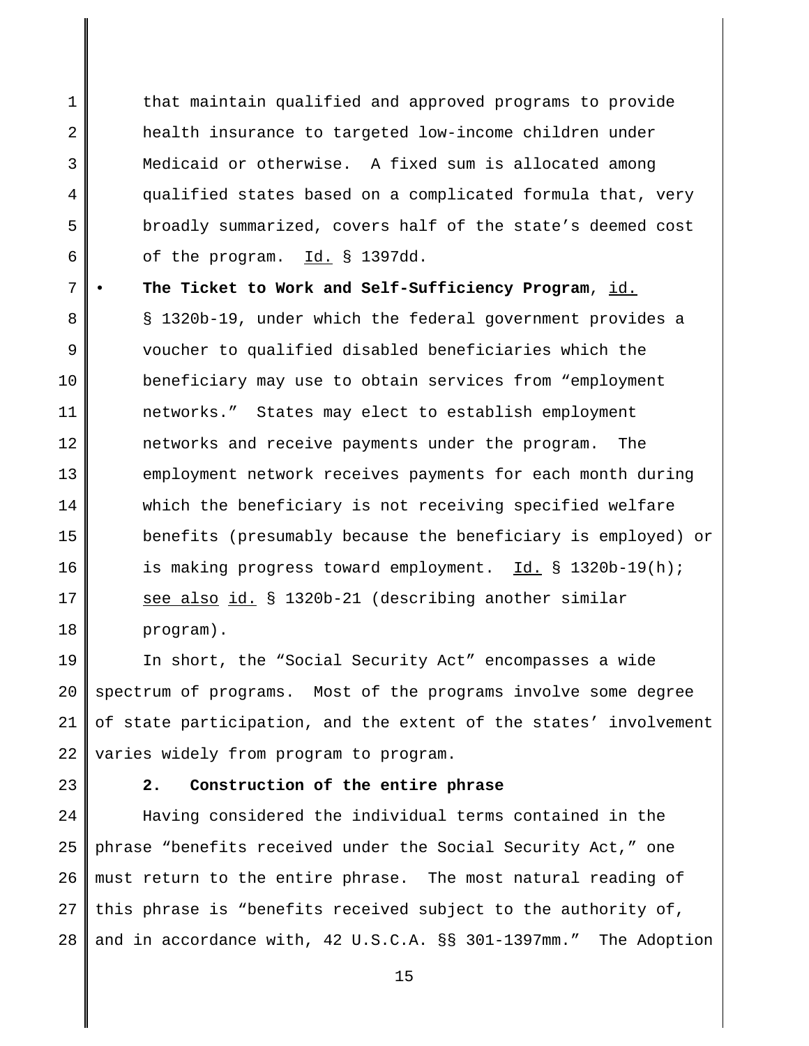that maintain qualified and approved programs to provide health insurance to targeted low-income children under Medicaid or otherwise. A fixed sum is allocated among qualified states based on a complicated formula that, very broadly summarized, covers half of the state's deemed cost of the program. Id. § 1397dd.

- **The Ticket to Work and Self-Sufficiency Program**, id. § 1320b-19, under which the federal government provides a voucher to qualified disabled beneficiaries which the beneficiary may use to obtain services from "employment networks." States may elect to establish employment networks and receive payments under the program. The employment network receives payments for each month during which the beneficiary is not receiving specified welfare benefits (presumably because the beneficiary is employed) or is making progress toward employment. Id. § 1320b-19(h); see also id. § 1320b-21 (describing another similar program).

In short, the "Social Security Act" encompasses a wide spectrum of programs. Most of the programs involve some degree of state participation, and the extent of the states' involvement varies widely from program to program.

**2. Construction of the entire phrase**

Having considered the individual terms contained in the phrase "benefits received under the Social Security Act," one must return to the entire phrase. The most natural reading of this phrase is "benefits received subject to the authority of, and in accordance with, 42 U.S.C.A. §§ 301-1397mm." The Adoption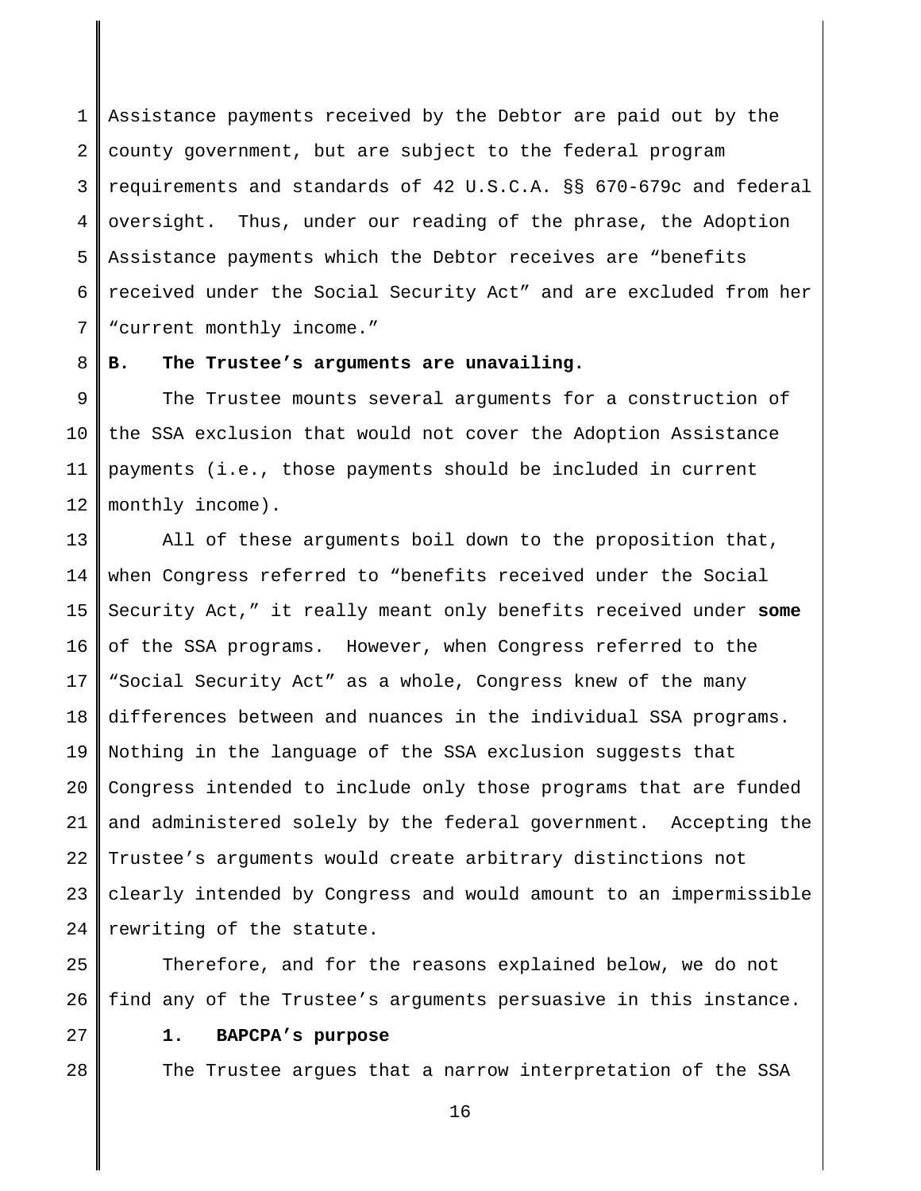Assistance payments received by the Debtor are paid out by the county government, but are subject to the federal program requirements and standards of 42 U.S.C.A. §§ 670-679c and federal oversight. Thus, under our reading of the phrase, the Adoption Assistance payments which the Debtor receives are "benefits received under the Social Security Act" and are excluded from her "current monthly income."

**B. The Trustee's arguments are unavailing.**

The Trustee mounts several arguments for a construction of the SSA exclusion that would not cover the Adoption Assistance payments (i.e., those payments should be included in current monthly income).

All of these arguments boil down to the proposition that, when Congress referred to "benefits received under the Social Security Act," it really meant only benefits received under **some** of the SSA programs. However, when Congress referred to the "Social Security Act" as a whole, Congress knew of the many differences between and nuances in the individual SSA programs. Nothing in the language of the SSA exclusion suggests that Congress intended to include only those programs that are funded and administered solely by the federal government. Accepting the Trustee's arguments would create arbitrary distinctions not clearly intended by Congress and would amount to an impermissible rewriting of the statute.

Therefore, and for the reasons explained below, we do not find any of the Trustee's arguments persuasive in this instance.

**1. BAPCPA's purpose**

The Trustee argues that a narrow interpretation of the SSA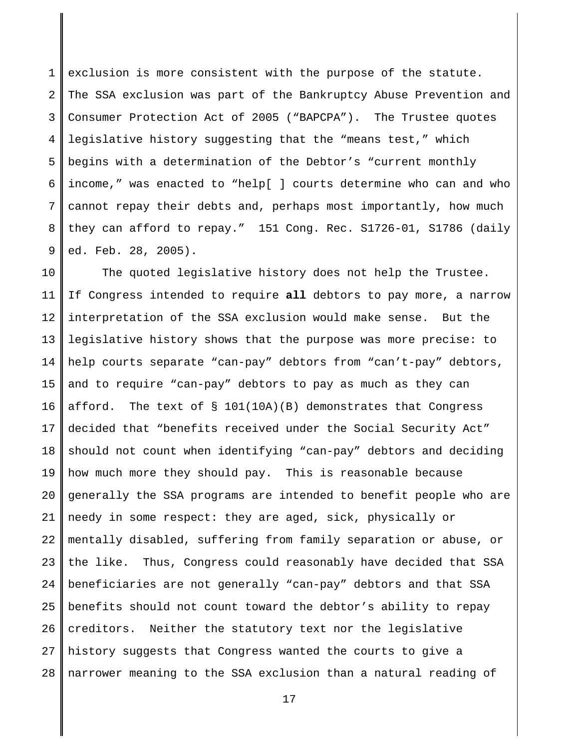exclusion is more consistent with the purpose of the statute. The SSA exclusion was part of the Bankruptcy Abuse Prevention and Consumer Protection Act of 2005 ("BAPCPA"). The Trustee quotes legislative history suggesting that the "means test," which begins with a determination of the Debtor's "current monthly income," was enacted to "help[ ] courts determine who can and who cannot repay their debts and, perhaps most importantly, how much they can afford to repay." 151 Cong. Rec. S1726-01, S1786 (daily ed. Feb. 28, 2005).

The quoted legislative history does not help the Trustee. If Congress intended to require **all** debtors to pay more, a narrow interpretation of the SSA exclusion would make sense. But the legislative history shows that the purpose was more precise: to help courts separate "can-pay" debtors from "can't-pay" debtors, and to require "can-pay" debtors to pay as much as they can afford. The text of § 101(10A)(B) demonstrates that Congress decided that "benefits received under the Social Security Act" should not count when identifying "can-pay" debtors and deciding how much more they should pay. This is reasonable because generally the SSA programs are intended to benefit people who are needy in some respect: they are aged, sick, physically or mentally disabled, suffering from family separation or abuse, or the like. Thus, Congress could reasonably have decided that SSA beneficiaries are not generally "can-pay" debtors and that SSA benefits should not count toward the debtor's ability to repay creditors. Neither the statutory text nor the legislative history suggests that Congress wanted the courts to give a narrower meaning to the SSA exclusion than a natural reading of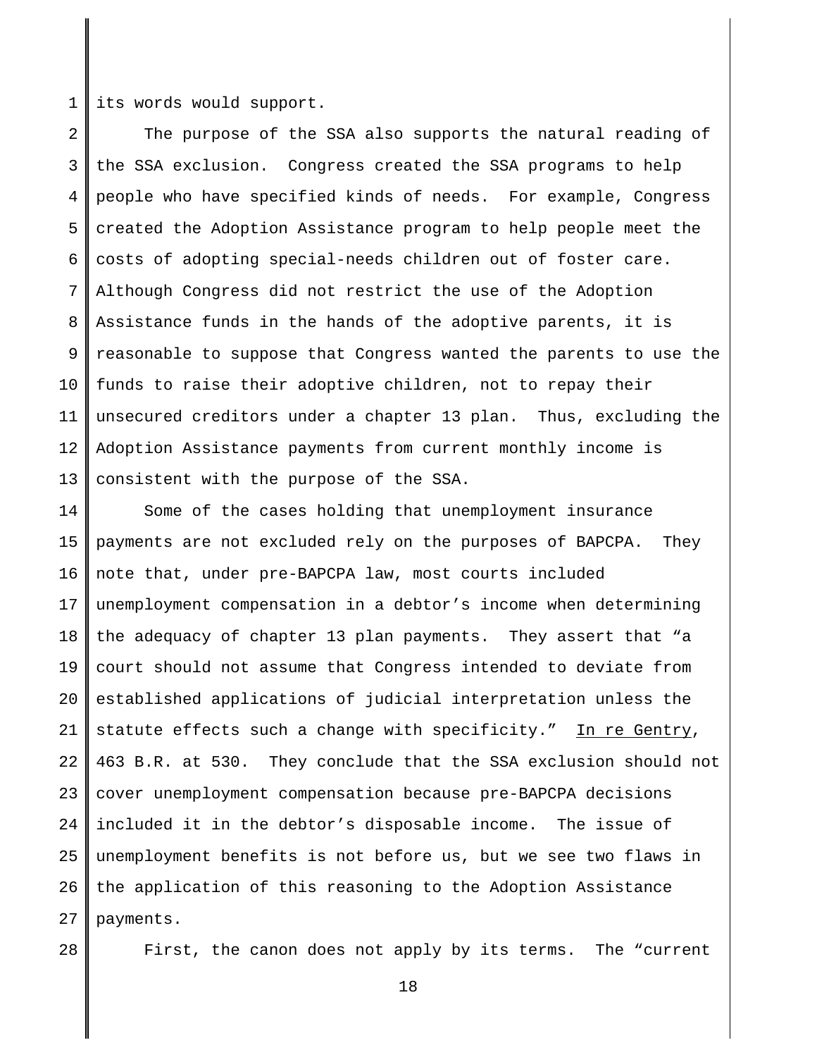its words would support.

The purpose of the SSA also supports the natural reading of the SSA exclusion. Congress created the SSA programs to help people who have specified kinds of needs. For example, Congress created the Adoption Assistance program to help people meet the costs of adopting special-needs children out of foster care. Although Congress did not restrict the use of the Adoption Assistance funds in the hands of the adoptive parents, it is reasonable to suppose that Congress wanted the parents to use the funds to raise their adoptive children, not to repay their unsecured creditors under a chapter 13 plan. Thus, excluding the Adoption Assistance payments from current monthly income is consistent with the purpose of the SSA.

Some of the cases holding that unemployment insurance payments are not excluded rely on the purposes of BAPCPA. They note that, under pre-BAPCPA law, most courts included unemployment compensation in a debtor's income when determining the adequacy of chapter 13 plan payments. They assert that "a court should not assume that Congress intended to deviate from established applications of judicial interpretation unless the statute effects such a change with specificity." <u>In re Gentry</u>, 463 B.R. at 530. They conclude that the SSA exclusion should not cover unemployment compensation because pre-BAPCPA decisions included it in the debtor's disposable income. The issue of unemployment benefits is not before us, but we see two flaws in the application of this reasoning to the Adoption Assistance payments.

First, the canon does not apply by its terms. The "current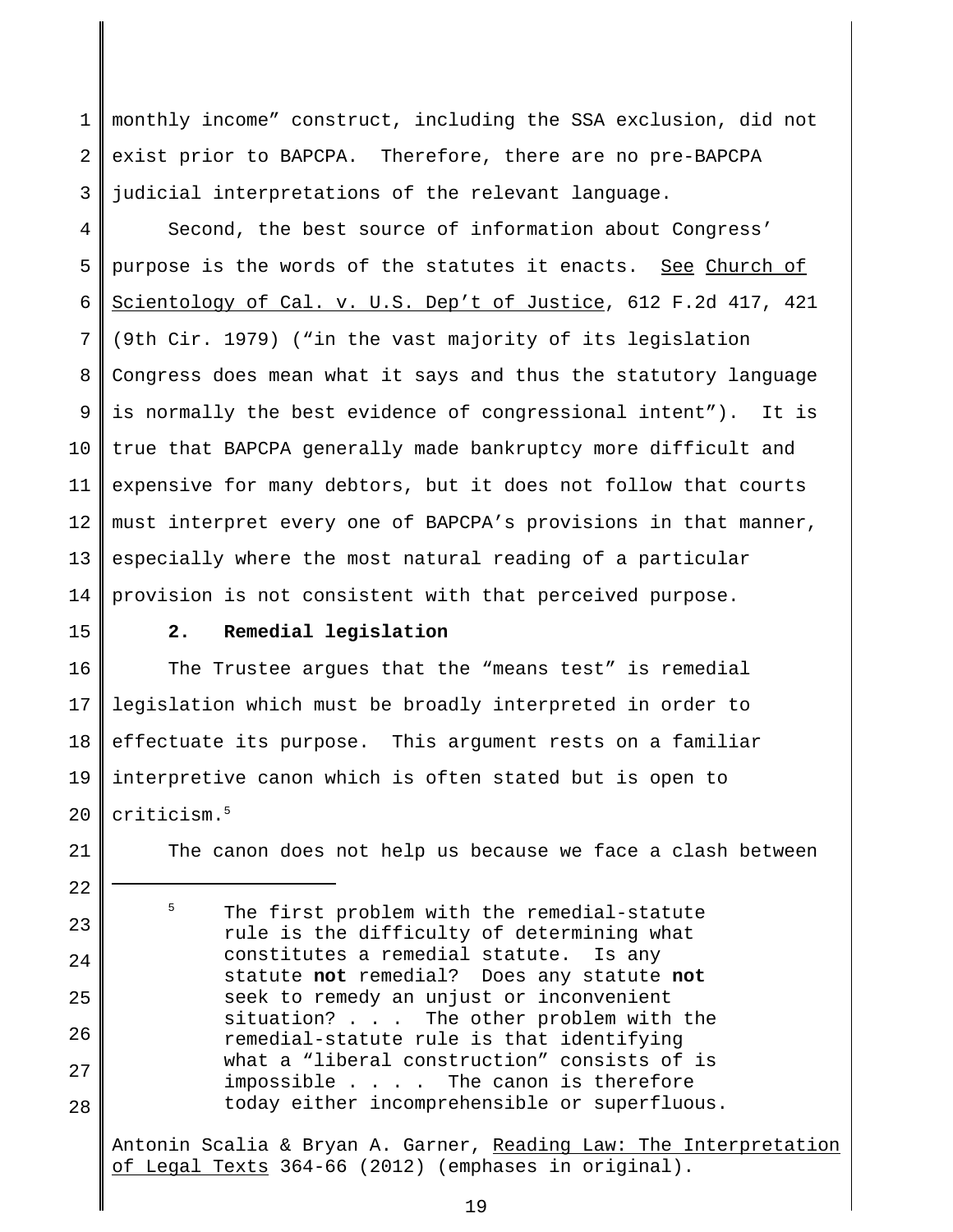monthly income" construct, including the SSA exclusion, did not exist prior to BAPCPA. Therefore, there are no pre-BAPCPA judicial interpretations of the relevant language.

Second, the best source of information about Congress' purpose is the words of the statutes it enacts. See Church of Scientology of Cal. v. U.S. Dep't of Justice, 612 F.2d 417, 421 (9th Cir. 1979) ("in the vast majority of its legislation Congress does mean what it says and thus the statutory language is normally the best evidence of congressional intent"). It is true that BAPCPA generally made bankruptcy more difficult and expensive for many debtors, but it does not follow that courts must interpret every one of BAPCPA's provisions in that manner, especially where the most natural reading of a particular provision is not consistent with that perceived purpose.

**2. Remedial legislation**

The Trustee argues that the "means test" is remedial legislation which must be broadly interpreted in order to effectuate its purpose. This argument rests on a familiar interpretive canon which is often stated but is open to criticism.[5]

The canon does not help us because we face a clash between

---

[5] The first problem with the remedial-statute rule is the difficulty of determining what constitutes a remedial statute. Is any statute **not** remedial? Does any statute **not** seek to remedy an unjust or inconvenient situation? . . . The other problem with the remedial-statute rule is that identifying what a "liberal construction" consists of is impossible . . . . The canon is therefore today either incomprehensible or superfluous.

Antonin Scalia & Bryan A. Garner, Reading Law: The Interpretation of Legal Texts 364-66 (2012) (emphases in original).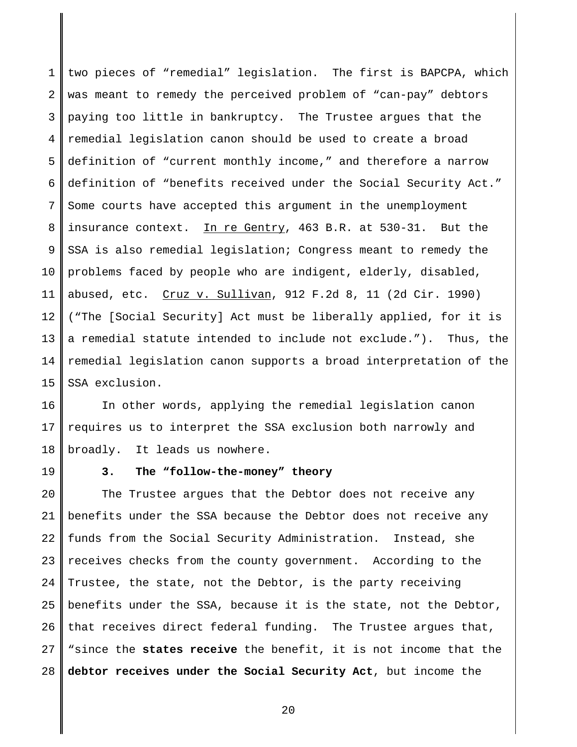two pieces of "remedial" legislation. The first is BAPCPA, which was meant to remedy the perceived problem of "can-pay" debtors paying too little in bankruptcy. The Trustee argues that the remedial legislation canon should be used to create a broad definition of "current monthly income," and therefore a narrow definition of "benefits received under the Social Security Act." Some courts have accepted this argument in the unemployment insurance context. In re Gentry, 463 B.R. at 530-31. But the SSA is also remedial legislation; Congress meant to remedy the problems faced by people who are indigent, elderly, disabled, abused, etc. Cruz v. Sullivan, 912 F.2d 8, 11 (2d Cir. 1990) ("The [Social Security] Act must be liberally applied, for it is a remedial statute intended to include not exclude."). Thus, the remedial legislation canon supports a broad interpretation of the SSA exclusion.

In other words, applying the remedial legislation canon requires us to interpret the SSA exclusion both narrowly and broadly. It leads us nowhere.

### 3. The "follow-the-money" theory

The Trustee argues that the Debtor does not receive any benefits under the SSA because the Debtor does not receive any funds from the Social Security Administration. Instead, she receives checks from the county government. According to the Trustee, the state, not the Debtor, is the party receiving benefits under the SSA, because it is the state, not the Debtor, that receives direct federal funding. The Trustee argues that, "since the **states receive** the benefit, it is not income that the **debtor receives under the Social Security Act**, but income the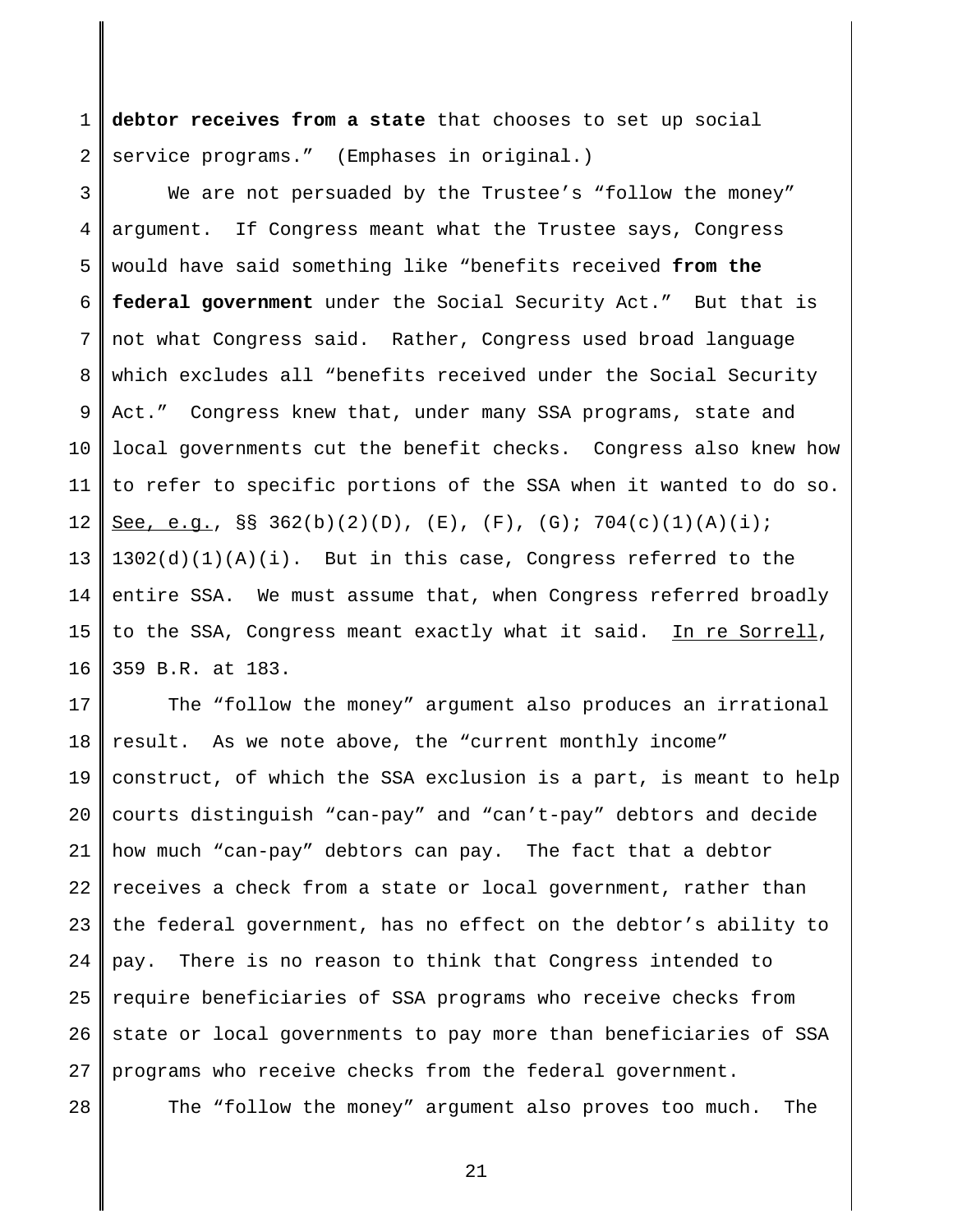**debtor receives from a state** that chooses to set up social service programs." (Emphases in original.)

We are not persuaded by the Trustee's "follow the money" argument. If Congress meant what the Trustee says, Congress would have said something like "benefits received **from the federal government** under the Social Security Act." But that is not what Congress said. Rather, Congress used broad language which excludes all "benefits received under the Social Security Act." Congress knew that, under many SSA programs, state and local governments cut the benefit checks. Congress also knew how to refer to specific portions of the SSA when it wanted to do so. See, e.g., §§ 362(b)(2)(D), (E), (F), (G); 704(c)(1)(A)(i); 1302(d)(1)(A)(i). But in this case, Congress referred to the entire SSA. We must assume that, when Congress referred broadly to the SSA, Congress meant exactly what it said. In re Sorrell, 359 B.R. at 183.

The "follow the money" argument also produces an irrational result. As we note above, the "current monthly income" construct, of which the SSA exclusion is a part, is meant to help courts distinguish "can-pay" and "can't-pay" debtors and decide how much "can-pay" debtors can pay. The fact that a debtor receives a check from a state or local government, rather than the federal government, has no effect on the debtor's ability to pay. There is no reason to think that Congress intended to require beneficiaries of SSA programs who receive checks from state or local governments to pay more than beneficiaries of SSA programs who receive checks from the federal government.

The "follow the money" argument also proves too much. The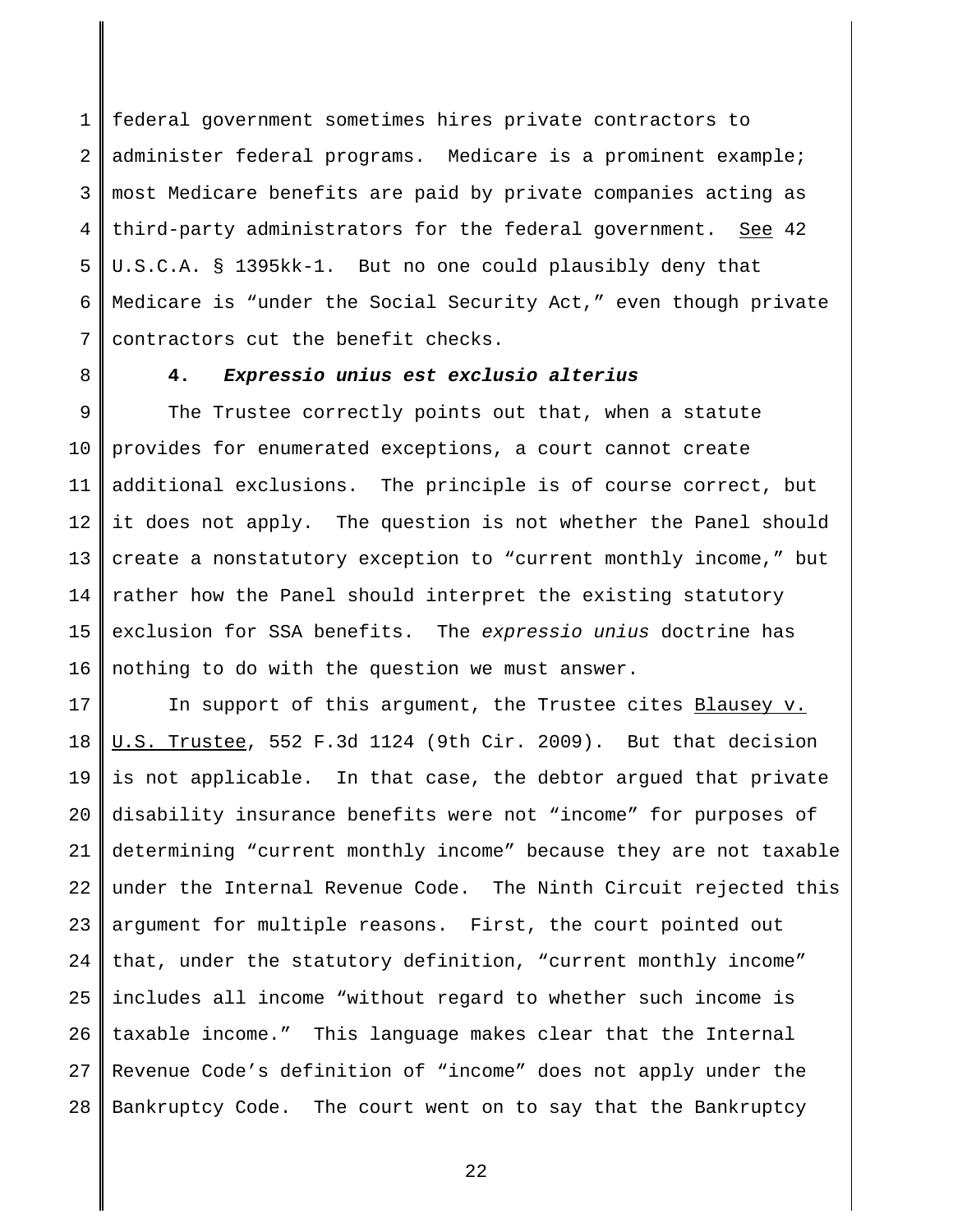federal government sometimes hires private contractors to administer federal programs. Medicare is a prominent example; most Medicare benefits are paid by private companies acting as third-party administrators for the federal government. See 42 U.S.C.A. § 1395kk-1. But no one could plausibly deny that Medicare is "under the Social Security Act," even though private contractors cut the benefit checks.

**4. *Expressio unius est exclusio alterius***

The Trustee correctly points out that, when a statute provides for enumerated exceptions, a court cannot create additional exclusions. The principle is of course correct, but it does not apply. The question is not whether the Panel should create a nonstatutory exception to "current monthly income," but rather how the Panel should interpret the existing statutory exclusion for SSA benefits. The *expressio unius* doctrine has nothing to do with the question we must answer.

In support of this argument, the Trustee cites Blausey v. U.S. Trustee, 552 F.3d 1124 (9th Cir. 2009). But that decision is not applicable. In that case, the debtor argued that private disability insurance benefits were not "income" for purposes of determining "current monthly income" because they are not taxable under the Internal Revenue Code. The Ninth Circuit rejected this argument for multiple reasons. First, the court pointed out that, under the statutory definition, "current monthly income" includes all income "without regard to whether such income is taxable income." This language makes clear that the Internal Revenue Code's definition of "income" does not apply under the Bankruptcy Code. The court went on to say that the Bankruptcy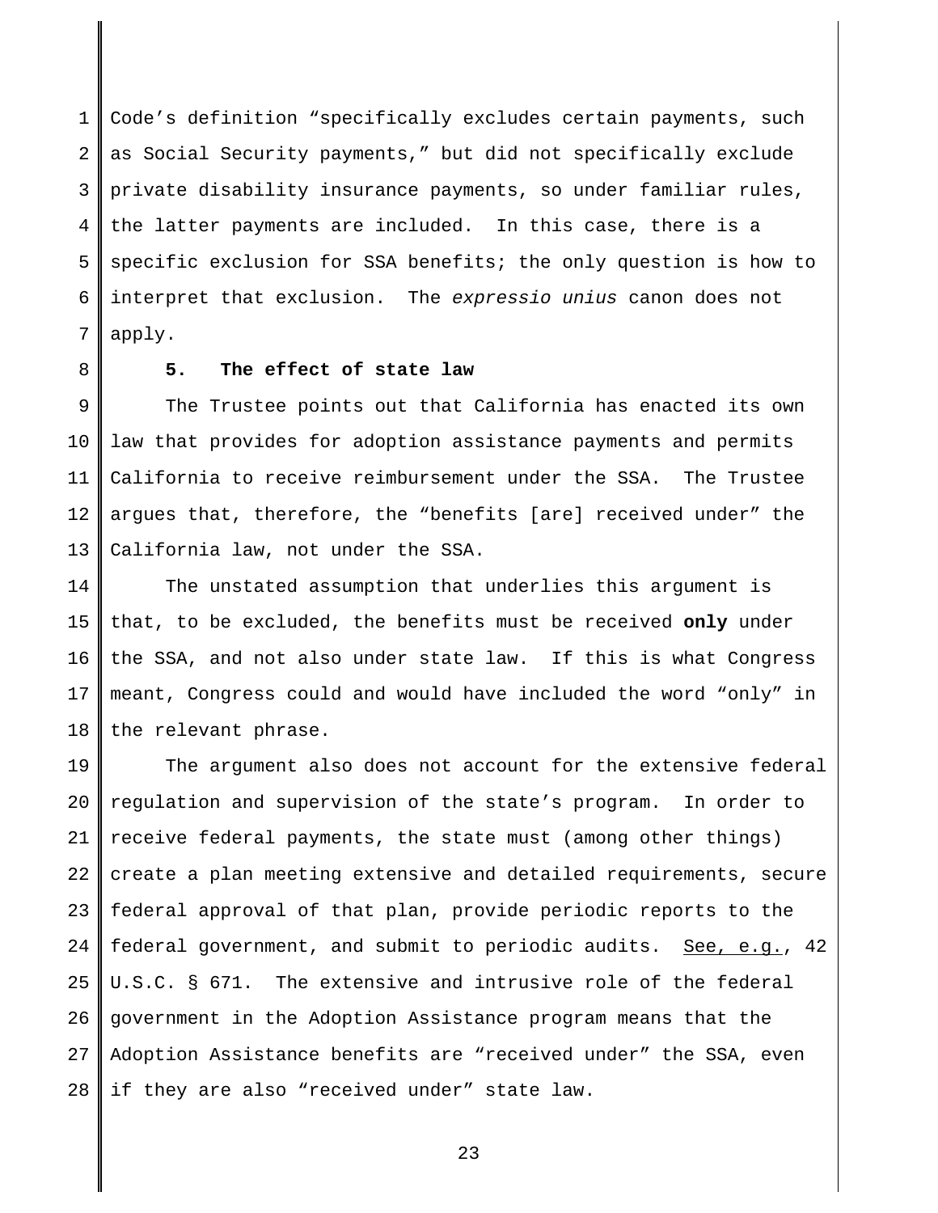Code's definition "specifically excludes certain payments, such as Social Security payments," but did not specifically exclude private disability insurance payments, so under familiar rules, the latter payments are included. In this case, there is a specific exclusion for SSA benefits; the only question is how to interpret that exclusion. The *expressio unius* canon does not apply.

### 5. The effect of state law

The Trustee points out that California has enacted its own law that provides for adoption assistance payments and permits California to receive reimbursement under the SSA. The Trustee argues that, therefore, the "benefits [are] received under" the California law, not under the SSA.

The unstated assumption that underlies this argument is that, to be excluded, the benefits must be received **only** under the SSA, and not also under state law. If this is what Congress meant, Congress could and would have included the word "only" in the relevant phrase.

The argument also does not account for the extensive federal regulation and supervision of the state's program. In order to receive federal payments, the state must (among other things) create a plan meeting extensive and detailed requirements, secure federal approval of that plan, provide periodic reports to the federal government, and submit to periodic audits. See, e.g., 42 U.S.C. § 671. The extensive and intrusive role of the federal government in the Adoption Assistance program means that the Adoption Assistance benefits are "received under" the SSA, even if they are also "received under" state law.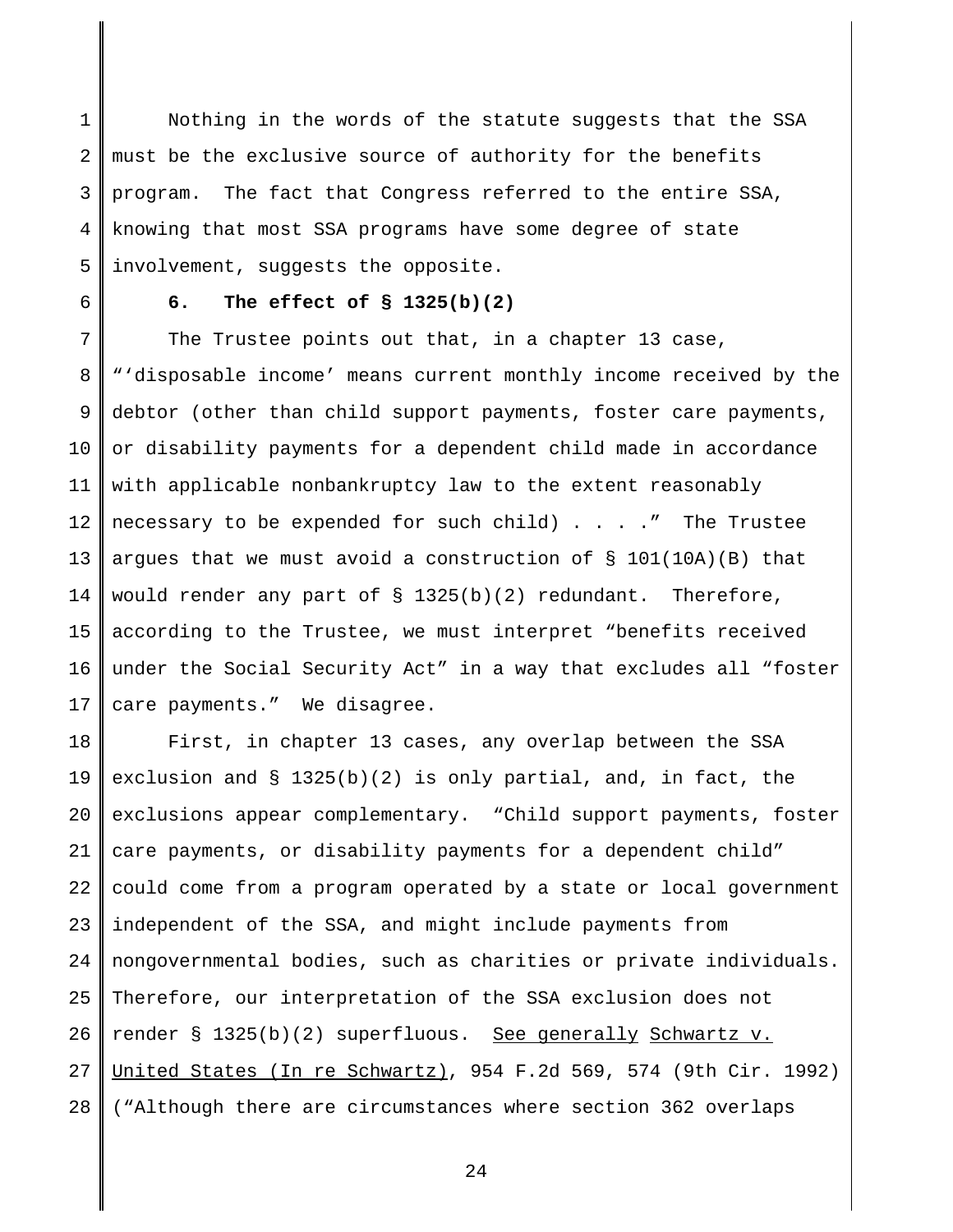Nothing in the words of the statute suggests that the SSA must be the exclusive source of authority for the benefits program. The fact that Congress referred to the entire SSA, knowing that most SSA programs have some degree of state involvement, suggests the opposite.

**6. The effect of § 1325(b)(2)**

The Trustee points out that, in a chapter 13 case, "'disposable income' means current monthly income received by the debtor (other than child support payments, foster care payments, or disability payments for a dependent child made in accordance with applicable nonbankruptcy law to the extent reasonably necessary to be expended for such child) . . . ." The Trustee argues that we must avoid a construction of § 101(10A)(B) that would render any part of § 1325(b)(2) redundant. Therefore, according to the Trustee, we must interpret "benefits received under the Social Security Act" in a way that excludes all "foster care payments." We disagree.

First, in chapter 13 cases, any overlap between the SSA exclusion and § 1325(b)(2) is only partial, and, in fact, the exclusions appear complementary. "Child support payments, foster care payments, or disability payments for a dependent child" could come from a program operated by a state or local government independent of the SSA, and might include payments from nongovernmental bodies, such as charities or private individuals. Therefore, our interpretation of the SSA exclusion does not render § 1325(b)(2) superfluous. See generally Schwartz v. United States (In re Schwartz), 954 F.2d 569, 574 (9th Cir. 1992) ("Although there are circumstances where section 362 overlaps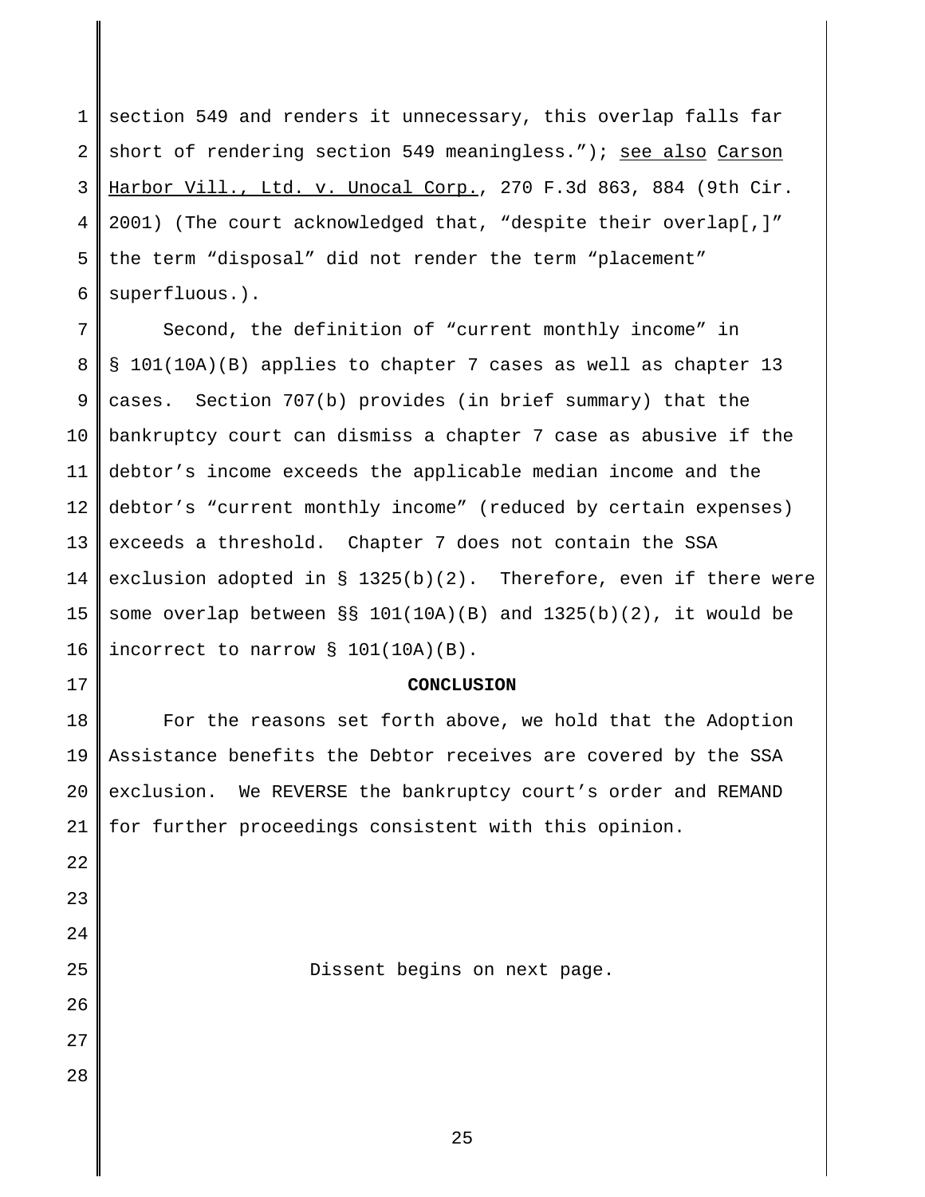section 549 and renders it unnecessary, this overlap falls far short of rendering section 549 meaningless."); see also Carson Harbor Vill., Ltd. v. Unocal Corp., 270 F.3d 863, 884 (9th Cir. 2001) (The court acknowledged that, "despite their overlap[,]" the term "disposal" did not render the term "placement" superfluous.).

Second, the definition of "current monthly income" in § 101(10A)(B) applies to chapter 7 cases as well as chapter 13 cases. Section 707(b) provides (in brief summary) that the bankruptcy court can dismiss a chapter 7 case as abusive if the debtor's income exceeds the applicable median income and the debtor's "current monthly income" (reduced by certain expenses) exceeds a threshold. Chapter 7 does not contain the SSA exclusion adopted in § 1325(b)(2). Therefore, even if there were some overlap between §§ 101(10A)(B) and 1325(b)(2), it would be incorrect to narrow § 101(10A)(B).

**CONCLUSION**

For the reasons set forth above, we hold that the Adoption Assistance benefits the Debtor receives are covered by the SSA exclusion. We REVERSE the bankruptcy court's order and REMAND for further proceedings consistent with this opinion.

Dissent begins on next page.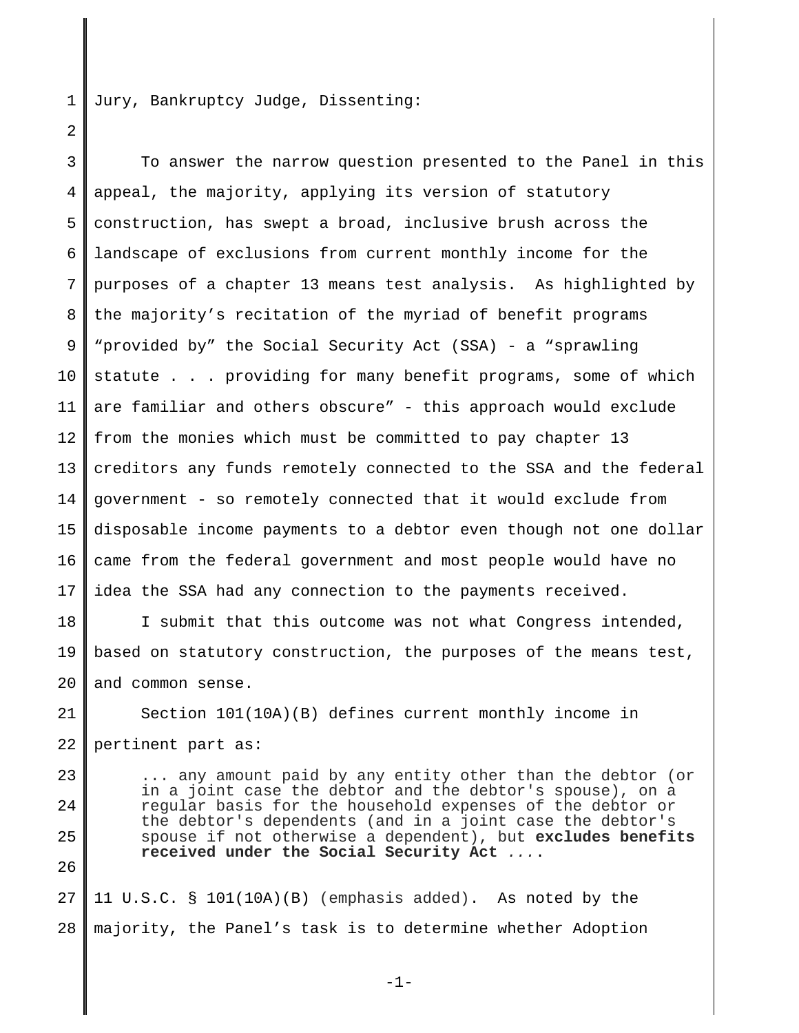Jury, Bankruptcy Judge, Dissenting:

To answer the narrow question presented to the Panel in this appeal, the majority, applying its version of statutory construction, has swept a broad, inclusive brush across the landscape of exclusions from current monthly income for the purposes of a chapter 13 means test analysis. As highlighted by the majority's recitation of the myriad of benefit programs "provided by" the Social Security Act (SSA) - a "sprawling statute . . . providing for many benefit programs, some of which are familiar and others obscure" - this approach would exclude from the monies which must be committed to pay chapter 13 creditors any funds remotely connected to the SSA and the federal government - so remotely connected that it would exclude from disposable income payments to a debtor even though not one dollar came from the federal government and most people would have no idea the SSA had any connection to the payments received.

I submit that this outcome was not what Congress intended, based on statutory construction, the purposes of the means test, and common sense.

Section 101(10A)(B) defines current monthly income in pertinent part as:

> ... any amount paid by any entity other than the debtor (or in a joint case the debtor and the debtor's spouse), on a regular basis for the household expenses of the debtor or the debtor's dependents (and in a joint case the debtor's spouse if not otherwise a dependent), but **excludes benefits received under the Social Security Act** ....

11 U.S.C. § 101(10A)(B) (emphasis added). As noted by the majority, the Panel's task is to determine whether Adoption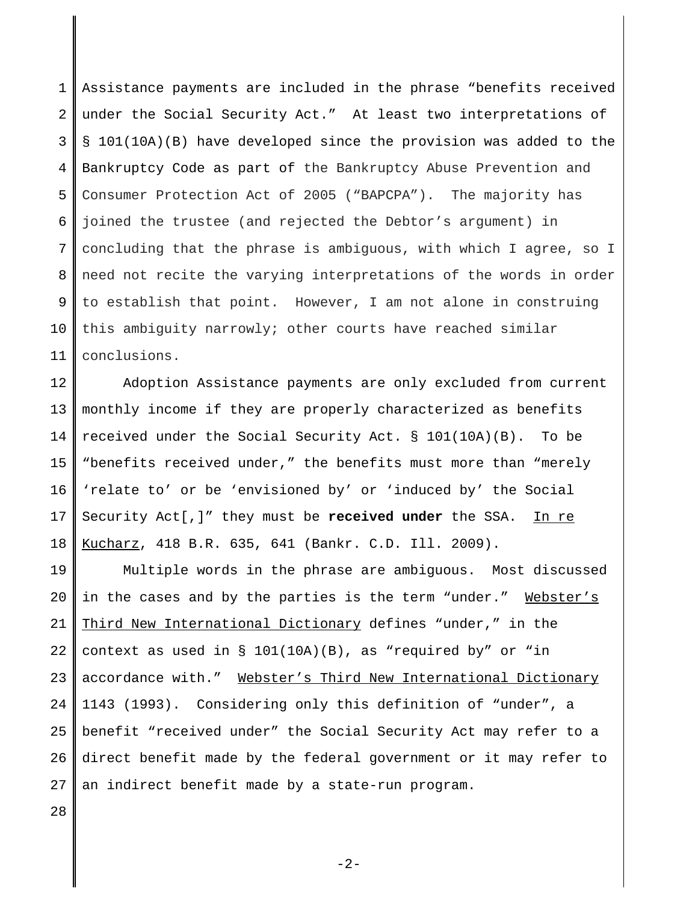Assistance payments are included in the phrase "benefits received under the Social Security Act." At least two interpretations of § 101(10A)(B) have developed since the provision was added to the Bankruptcy Code as part of the Bankruptcy Abuse Prevention and Consumer Protection Act of 2005 ("BAPCPA"). The majority has joined the trustee (and rejected the Debtor's argument) in concluding that the phrase is ambiguous, with which I agree, so I need not recite the varying interpretations of the words in order to establish that point. However, I am not alone in construing this ambiguity narrowly; other courts have reached similar conclusions.

Adoption Assistance payments are only excluded from current monthly income if they are properly characterized as benefits received under the Social Security Act. § 101(10A)(B). To be "benefits received under," the benefits must more than "merely 'relate to' or be 'envisioned by' or 'induced by' the Social Security Act[,]" they must be **received under** the SSA. In re Kucharz, 418 B.R. 635, 641 (Bankr. C.D. Ill. 2009).

Multiple words in the phrase are ambiguous. Most discussed in the cases and by the parties is the term "under." Webster's Third New International Dictionary defines "under," in the context as used in § 101(10A)(B), as "required by" or "in accordance with." Webster's Third New International Dictionary 1143 (1993). Considering only this definition of "under", a benefit "received under" the Social Security Act may refer to a direct benefit made by the federal government or it may refer to an indirect benefit made by a state-run program.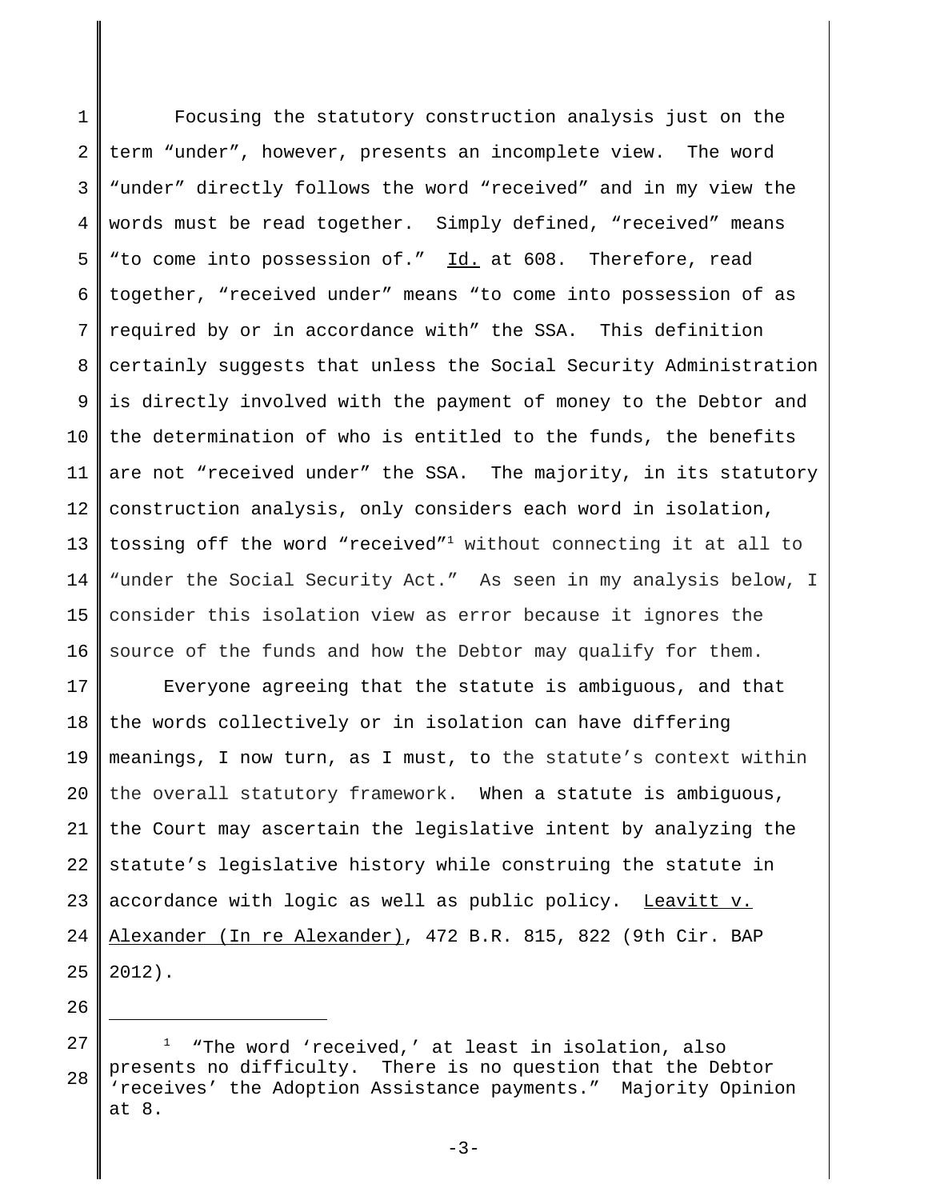Focusing the statutory construction analysis just on the term "under", however, presents an incomplete view. The word "under" directly follows the word "received" and in my view the words must be read together. Simply defined, "received" means "to come into possession of." Id. at 608. Therefore, read together, "received under" means "to come into possession of as required by or in accordance with" the SSA. This definition certainly suggests that unless the Social Security Administration is directly involved with the payment of money to the Debtor and the determination of who is entitled to the funds, the benefits are not "received under" the SSA. The majority, in its statutory construction analysis, only considers each word in isolation, tossing off the word "received"[1] without connecting it at all to "under the Social Security Act." As seen in my analysis below, I consider this isolation view as error because it ignores the source of the funds and how the Debtor may qualify for them.

Everyone agreeing that the statute is ambiguous, and that the words collectively or in isolation can have differing meanings, I now turn, as I must, to the statute's context within the overall statutory framework. When a statute is ambiguous, the Court may ascertain the legislative intent by analyzing the statute's legislative history while construing the statute in accordance with logic as well as public policy. Leavitt v. Alexander (In re Alexander), 472 B.R. 815, 822 (9th Cir. BAP 2012).

---

[1] "The word 'received,' at least in isolation, also presents no difficulty. There is no question that the Debtor 'receives' the Adoption Assistance payments." Majority Opinion at 8.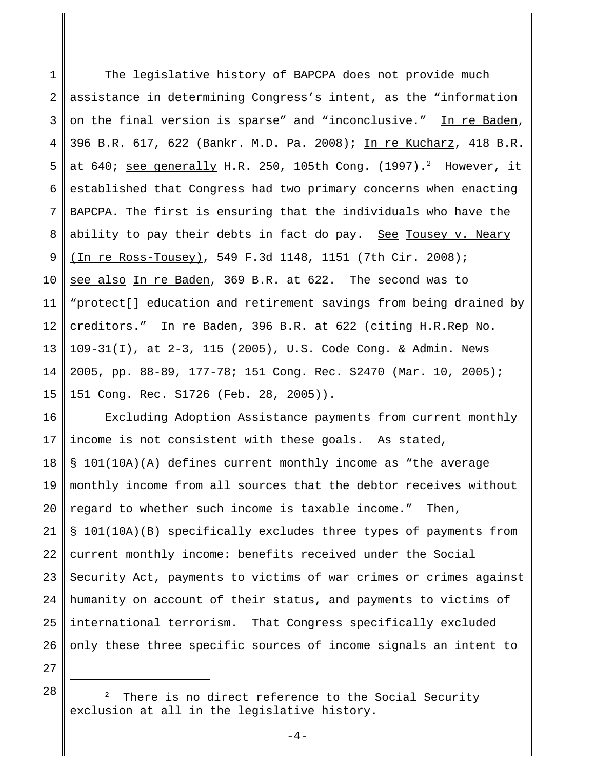The legislative history of BAPCPA does not provide much assistance in determining Congress's intent, as the "information on the final version is sparse" and "inconclusive." In re Baden, 396 B.R. 617, 622 (Bankr. M.D. Pa. 2008); In re Kucharz, 418 B.R. at 640; see generally H.R. 250, 105th Cong. (1997).[2] However, it established that Congress had two primary concerns when enacting BAPCPA. The first is ensuring that the individuals who have the ability to pay their debts in fact do pay. See Tousey v. Neary (In re Ross-Tousey), 549 F.3d 1148, 1151 (7th Cir. 2008); see also In re Baden, 369 B.R. at 622. The second was to "protect[] education and retirement savings from being drained by creditors." In re Baden, 396 B.R. at 622 (citing H.R.Rep No. 109-31(I), at 2-3, 115 (2005), U.S. Code Cong. & Admin. News 2005, pp. 88-89, 177-78; 151 Cong. Rec. S2470 (Mar. 10, 2005); 151 Cong. Rec. S1726 (Feb. 28, 2005)).

Excluding Adoption Assistance payments from current monthly income is not consistent with these goals. As stated, § 101(10A)(A) defines current monthly income as "the average monthly income from all sources that the debtor receives without regard to whether such income is taxable income." Then, § 101(10A)(B) specifically excludes three types of payments from current monthly income: benefits received under the Social Security Act, payments to victims of war crimes or crimes against humanity on account of their status, and payments to victims of international terrorism. That Congress specifically excluded only these three specific sources of income signals an intent to

---

[2] There is no direct reference to the Social Security exclusion at all in the legislative history.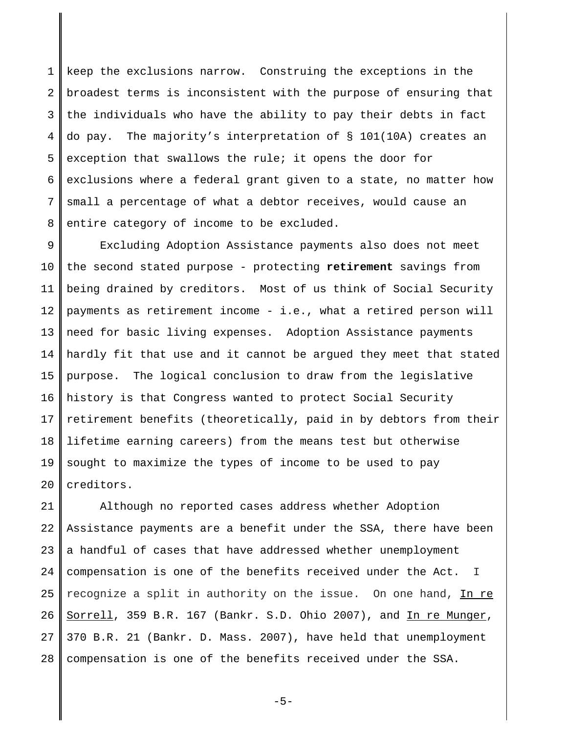keep the exclusions narrow. Construing the exceptions in the broadest terms is inconsistent with the purpose of ensuring that the individuals who have the ability to pay their debts in fact do pay. The majority's interpretation of § 101(10A) creates an exception that swallows the rule; it opens the door for exclusions where a federal grant given to a state, no matter how small a percentage of what a debtor receives, would cause an entire category of income to be excluded.

Excluding Adoption Assistance payments also does not meet the second stated purpose - protecting **retirement** savings from being drained by creditors. Most of us think of Social Security payments as retirement income - i.e., what a retired person will need for basic living expenses. Adoption Assistance payments hardly fit that use and it cannot be argued they meet that stated purpose. The logical conclusion to draw from the legislative history is that Congress wanted to protect Social Security retirement benefits (theoretically, paid in by debtors from their lifetime earning careers) from the means test but otherwise sought to maximize the types of income to be used to pay creditors.

Although no reported cases address whether Adoption Assistance payments are a benefit under the SSA, there have been a handful of cases that have addressed whether unemployment compensation is one of the benefits received under the Act. I recognize a split in authority on the issue. On one hand, In re Sorrell, 359 B.R. 167 (Bankr. S.D. Ohio 2007), and In re Munger, 370 B.R. 21 (Bankr. D. Mass. 2007), have held that unemployment compensation is one of the benefits received under the SSA.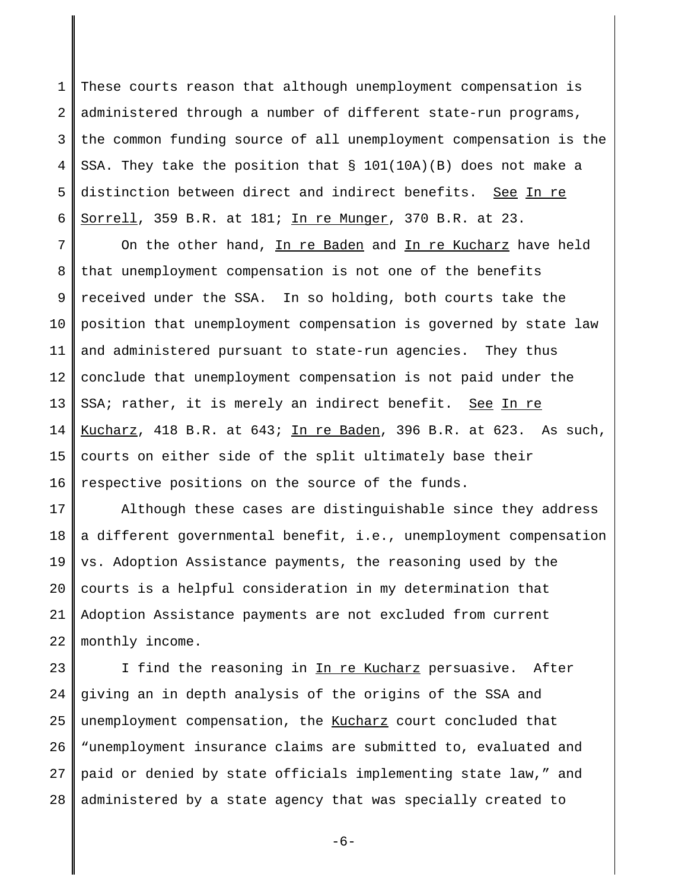These courts reason that although unemployment compensation is administered through a number of different state-run programs, the common funding source of all unemployment compensation is the SSA. They take the position that § 101(10A)(B) does not make a distinction between direct and indirect benefits. See In re Sorrell, 359 B.R. at 181; In re Munger, 370 B.R. at 23.

On the other hand, In re Baden and In re Kucharz have held that unemployment compensation is not one of the benefits received under the SSA. In so holding, both courts take the position that unemployment compensation is governed by state law and administered pursuant to state-run agencies. They thus conclude that unemployment compensation is not paid under the SSA; rather, it is merely an indirect benefit. See In re Kucharz, 418 B.R. at 643; In re Baden, 396 B.R. at 623. As such, courts on either side of the split ultimately base their respective positions on the source of the funds.

Although these cases are distinguishable since they address a different governmental benefit, i.e., unemployment compensation vs. Adoption Assistance payments, the reasoning used by the courts is a helpful consideration in my determination that Adoption Assistance payments are not excluded from current monthly income.

I find the reasoning in In re Kucharz persuasive. After giving an in depth analysis of the origins of the SSA and unemployment compensation, the Kucharz court concluded that "unemployment insurance claims are submitted to, evaluated and paid or denied by state officials implementing state law," and administered by a state agency that was specially created to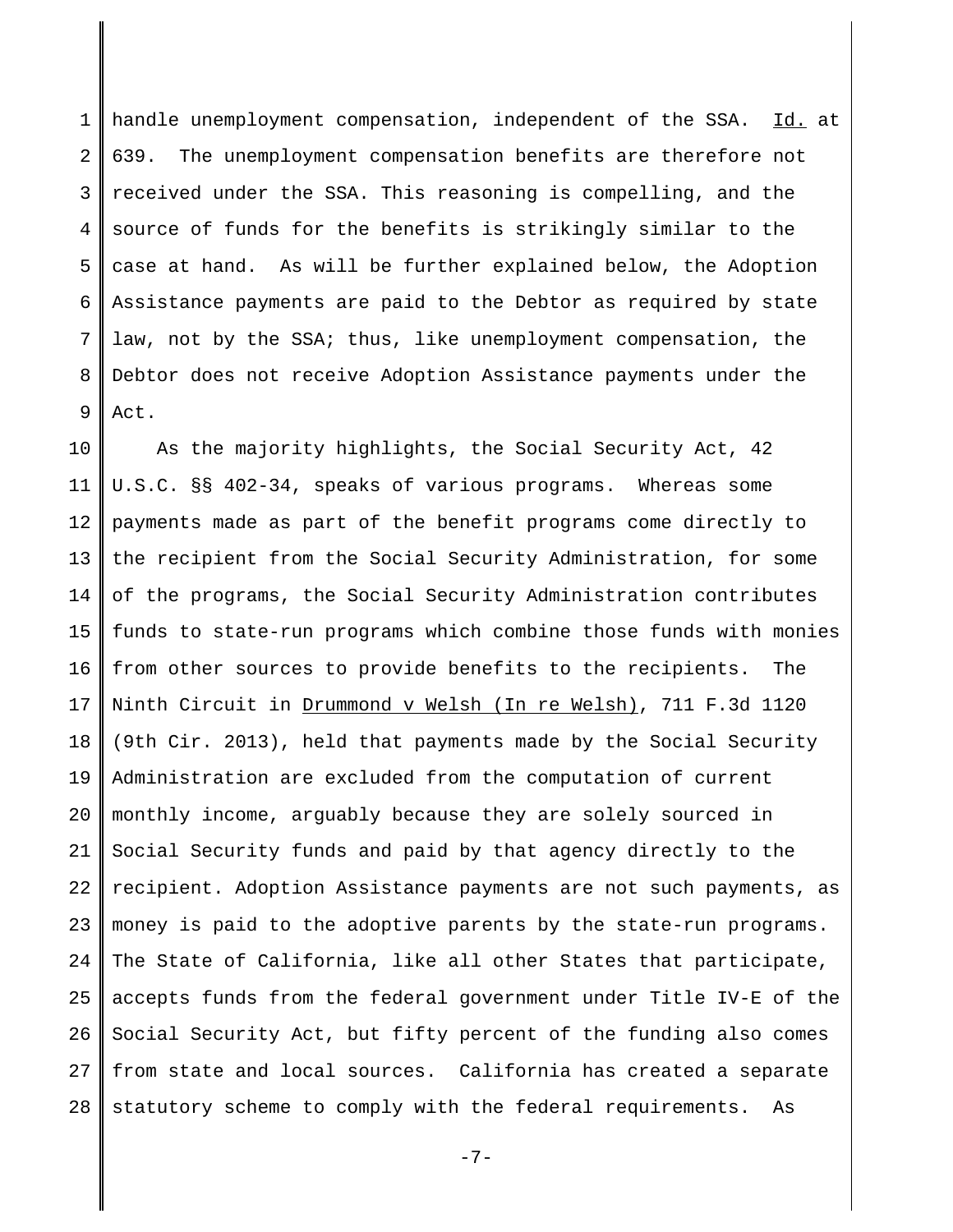handle unemployment compensation, independent of the SSA. Id. at 639. The unemployment compensation benefits are therefore not received under the SSA. This reasoning is compelling, and the source of funds for the benefits is strikingly similar to the case at hand. As will be further explained below, the Adoption Assistance payments are paid to the Debtor as required by state law, not by the SSA; thus, like unemployment compensation, the Debtor does not receive Adoption Assistance payments under the Act.

As the majority highlights, the Social Security Act, 42 U.S.C. §§ 402-34, speaks of various programs. Whereas some payments made as part of the benefit programs come directly to the recipient from the Social Security Administration, for some of the programs, the Social Security Administration contributes funds to state-run programs which combine those funds with monies from other sources to provide benefits to the recipients. The Ninth Circuit in Drummond v Welsh (In re Welsh), 711 F.3d 1120 (9th Cir. 2013), held that payments made by the Social Security Administration are excluded from the computation of current monthly income, arguably because they are solely sourced in Social Security funds and paid by that agency directly to the recipient. Adoption Assistance payments are not such payments, as money is paid to the adoptive parents by the state-run programs. The State of California, like all other States that participate, accepts funds from the federal government under Title IV-E of the Social Security Act, but fifty percent of the funding also comes from state and local sources. California has created a separate statutory scheme to comply with the federal requirements. As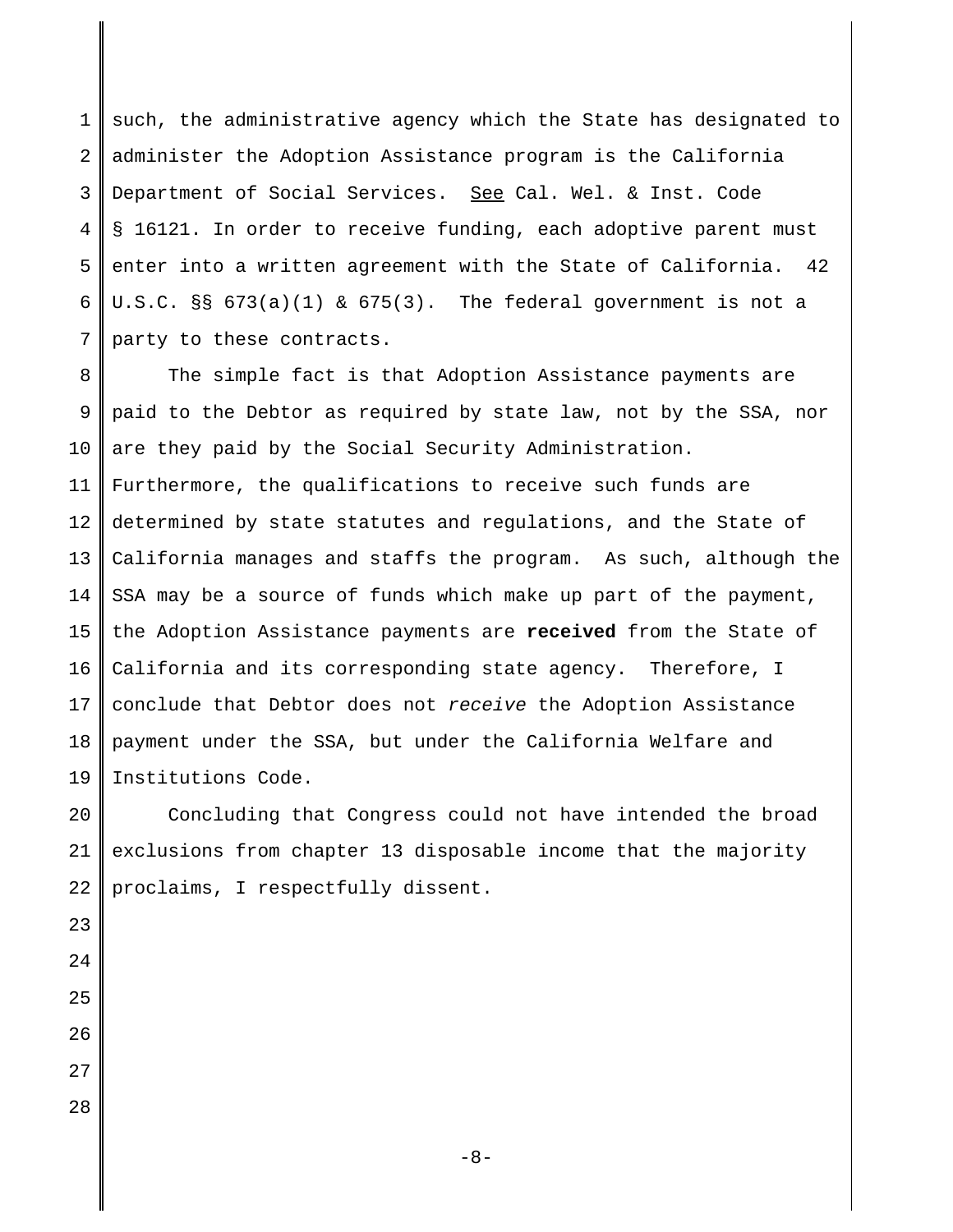such, the administrative agency which the State has designated to administer the Adoption Assistance program is the California Department of Social Services. See Cal. Wel. & Inst. Code § 16121. In order to receive funding, each adoptive parent must enter into a written agreement with the State of California. 42 U.S.C. §§ 673(a)(1) & 675(3). The federal government is not a party to these contracts.

The simple fact is that Adoption Assistance payments are paid to the Debtor as required by state law, not by the SSA, nor are they paid by the Social Security Administration. Furthermore, the qualifications to receive such funds are determined by state statutes and regulations, and the State of California manages and staffs the program. As such, although the SSA may be a source of funds which make up part of the payment, the Adoption Assistance payments are **received** from the State of California and its corresponding state agency. Therefore, I conclude that Debtor does not *receive* the Adoption Assistance payment under the SSA, but under the California Welfare and Institutions Code.

Concluding that Congress could not have intended the broad exclusions from chapter 13 disposable income that the majority proclaims, I respectfully dissent.